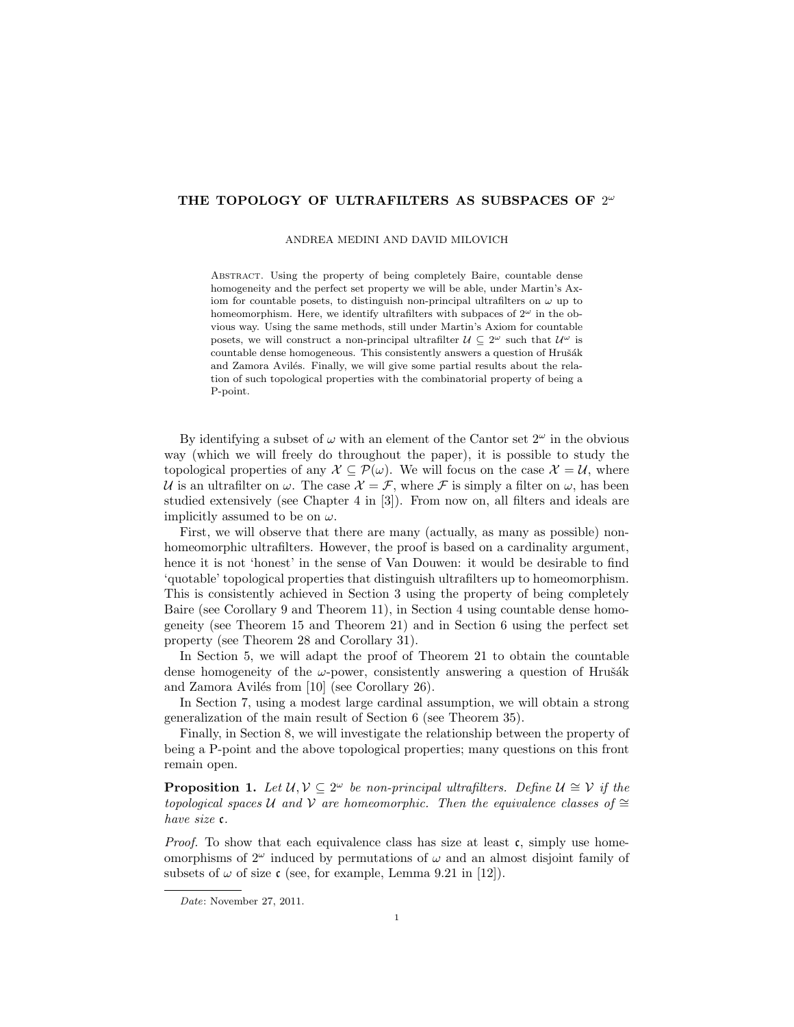# THE TOPOLOGY OF ULTRAFILTERS AS SUBSPACES OF $2^\omega$

ANDREA MEDINI AND DAVID MILOVICH

Abstract. Using the property of being completely Baire, countable dense homogeneity and the perfect set property we will be able, under Martin's Axiom for countable posets, to distinguish non-principal ultrafilters on $\omega$ up to homeomorphism. Here, we identify ultrafilters with subpaces of $2^\omega$ in the obvious way. Using the same methods, still under Martin's Axiom for countable posets, we will construct a non-principal ultrafilter $\mathcal{U} \subseteq 2^\omega$ such that $\mathcal{U}^\omega$ is countable dense homogeneous. This consistently answers a question of Hrušák and Zamora Avilés. Finally, we will give some partial results about the relation of such topological properties with the combinatorial property of being a P-point.

By identifying a subset of $\omega$ with an element of the Cantor set $2^\omega$ in the obvious way (which we will freely do throughout the paper), it is possible to study the topological properties of any $\mathcal{X} \subseteq \mathcal{P}(\omega)$. We will focus on the case $\mathcal{X} = \mathcal{U}$, where $\mathcal{U}$ is an ultrafilter on $\omega$. The case $\mathcal{X} = \mathcal{F}$, where $\mathcal{F}$ is simply a filter on $\omega$, has been studied extensively (see Chapter 4 in [3]). From now on, all filters and ideals are implicitly assumed to be on $\omega$.

First, we will observe that there are many (actually, as many as possible) non-homeomorphic ultrafilters. However, the proof is based on a cardinality argument, hence it is not 'honest' in the sense of Van Douwen: it would be desirable to find 'quotable' topological properties that distinguish ultrafilters up to homeomorphism. This is consistently achieved in Section 3 using the property of being completely Baire (see Corollary 9 and Theorem 11), in Section 4 using countable dense homogeneity (see Theorem 15 and Theorem 21) and in Section 6 using the perfect set property (see Theorem 28 and Corollary 31).

In Section 5, we will adapt the proof of Theorem 21 to obtain the countable dense homogeneity of the $\omega$-power, consistently answering a question of Hrušák and Zamora Avilés from [10] (see Corollary 26).

In Section 7, using a modest large cardinal assumption, we will obtain a strong generalization of the main result of Section 6 (see Theorem 35).

Finally, in Section 8, we will investigate the relationship between the property of being a P-point and the above topological properties; many questions on this front remain open.

**Proposition 1.** *Let $\mathcal{U}, \mathcal{V} \subseteq 2^\omega$ be non-principal ultrafilters. Define $\mathcal{U} \cong \mathcal{V}$ if the topological spaces $\mathcal{U}$ and $\mathcal{V}$ are homeomorphic. Then the equivalence classes of $\cong$ have size $\mathfrak{c}$.*

*Proof.* To show that each equivalence class has size at least $\mathfrak{c}$, simply use homeomorphisms of $2^\omega$ induced by permutations of $\omega$ and an almost disjoint family of subsets of $\omega$ of size $\mathfrak{c}$ (see, for example, Lemma 9.21 in [12]).

---

*Date*: November 27, 2011.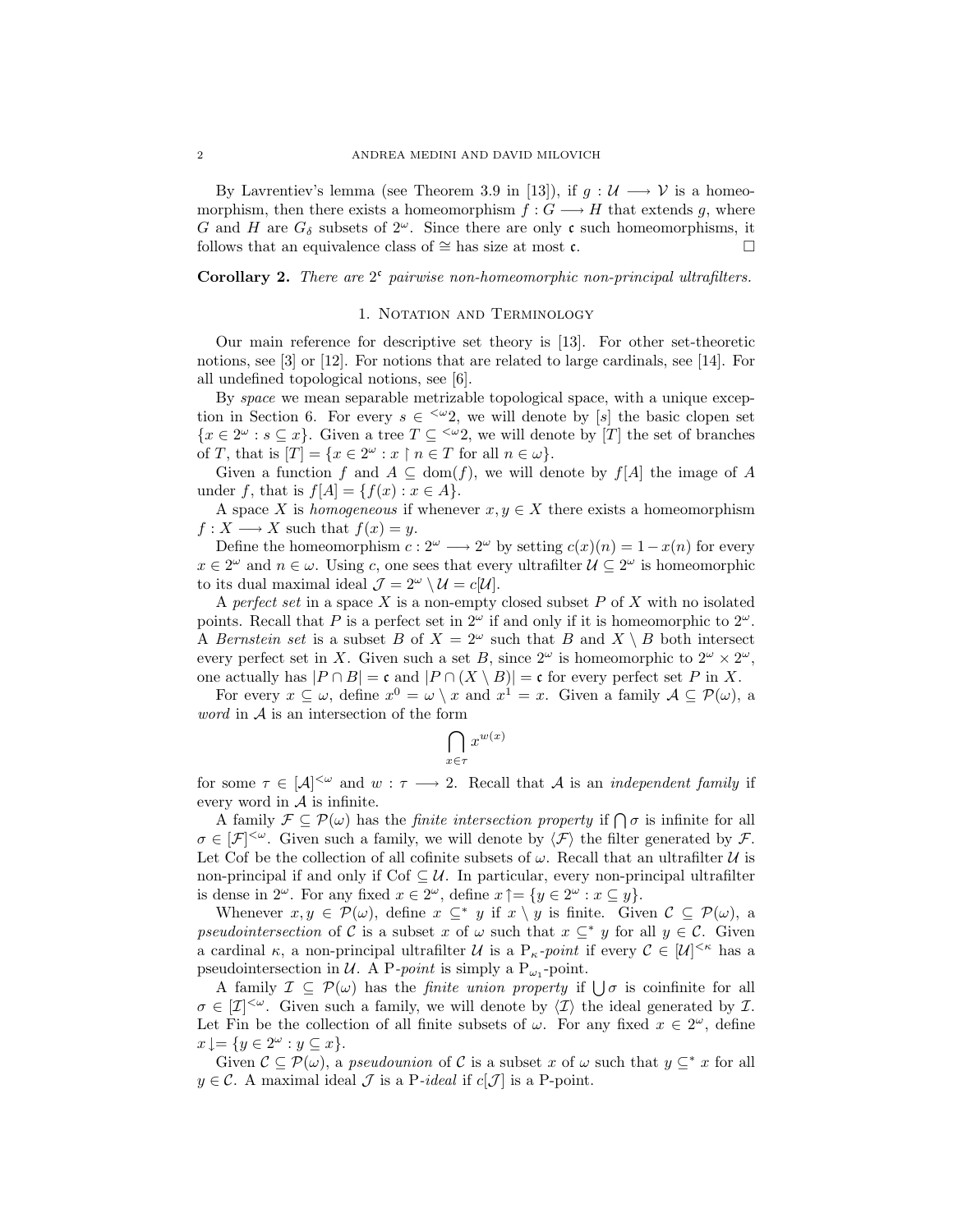By Lavrentiev's lemma (see Theorem 3.9 in [13]), if $g : \mathcal{U} \longrightarrow \mathcal{V}$ is a homeomorphism, then there exists a homeomorphism $f : G \longrightarrow H$ that extends $g$, where $G$ and $H$ are $G_\delta$ subsets of $2^\omega$. Since there are only $\mathfrak{c}$ such homeomorphisms, it follows that an equivalence class of $\cong$ has size at most $\mathfrak{c}$. $\square$

**Corollary 2.** *There are $2^{\mathfrak{c}}$ pairwise non-homeomorphic non-principal ultrafilters.*

## 1. Notation and Terminology

Our main reference for descriptive set theory is [13]. For other set-theoretic notions, see [3] or [12]. For notions that are related to large cardinals, see [14]. For all undefined topological notions, see [6].

By *space* we mean separable metrizable topological space, with a unique exception in Section 6. For every $s \in {}^{<\omega}2$, we will denote by $[s]$ the basic clopen set $\{x \in 2^\omega : s \subseteq x\}$. Given a tree $T \subseteq {}^{<\omega}2$, we will denote by $[T]$ the set of branches of $T$, that is $[T] = \{x \in 2^\omega : x \upharpoonright n \in T \text{ for all } n \in \omega\}$.

Given a function $f$ and $A \subseteq \mathrm{dom}(f)$, we will denote by $f[A]$ the image of $A$ under $f$, that is $f[A] = \{f(x) : x \in A\}$.

A space $X$ is *homogeneous* if whenever $x, y \in X$ there exists a homeomorphism $f : X \longrightarrow X$ such that $f(x) = y$.

Define the homeomorphism $c : 2^\omega \longrightarrow 2^\omega$ by setting $c(x)(n) = 1 - x(n)$ for every $x \in 2^\omega$ and $n \in \omega$. Using $c$, one sees that every ultrafilter $\mathcal{U} \subseteq 2^\omega$ is homeomorphic to its dual maximal ideal $\mathcal{J} = 2^\omega \setminus \mathcal{U} = c[\mathcal{U}]$.

A *perfect set* in a space $X$ is a non-empty closed subset $P$ of $X$ with no isolated points. Recall that $P$ is a perfect set in $2^\omega$ if and only if it is homeomorphic to $2^\omega$. A *Bernstein set* is a subset $B$ of $X = 2^\omega$ such that $B$ and $X \setminus B$ both intersect every perfect set in $X$. Given such a set $B$, since $2^\omega$ is homeomorphic to $2^\omega \times 2^\omega$, one actually has $|P \cap B| = \mathfrak{c}$ and $|P \cap (X \setminus B)| = \mathfrak{c}$ for every perfect set $P$ in $X$.

For every $x \subseteq \omega$, define $x^0 = \omega \setminus x$ and $x^1 = x$. Given a family $\mathcal{A} \subseteq \mathcal{P}(\omega)$, a *word* in $\mathcal{A}$ is an intersection of the form

$$\bigcap_{x \in \tau} x^{w(x)}$$

for some $\tau \in [\mathcal{A}]^{<\omega}$ and $w : \tau \longrightarrow 2$. Recall that $\mathcal{A}$ is an *independent family* if every word in $\mathcal{A}$ is infinite.

A family $\mathcal{F} \subseteq \mathcal{P}(\omega)$ has the *finite intersection property* if $\bigcap \sigma$ is infinite for all $\sigma \in [\mathcal{F}]^{<\omega}$. Given such a family, we will denote by $\langle \mathcal{F} \rangle$ the filter generated by $\mathcal{F}$. Let Cof be the collection of all cofinite subsets of $\omega$. Recall that an ultrafilter $\mathcal{U}$ is non-principal if and only if $\mathrm{Cof} \subseteq \mathcal{U}$. In particular, every non-principal ultrafilter is dense in $2^\omega$. For any fixed $x \in 2^\omega$, define $x\!\uparrow = \{y \in 2^\omega : x \subseteq y\}$.

Whenever $x, y \in \mathcal{P}(\omega)$, define $x \subseteq^* y$ if $x \setminus y$ is finite. Given $\mathcal{C} \subseteq \mathcal{P}(\omega)$, a *pseudointersection* of $\mathcal{C}$ is a subset $x$ of $\omega$ such that $x \subseteq^* y$ for all $y \in \mathcal{C}$. Given a cardinal $\kappa$, a non-principal ultrafilter $\mathcal{U}$ is a $\mathrm{P}_\kappa$*-point* if every $\mathcal{C} \in [\mathcal{U}]^{<\kappa}$ has a pseudointersection in $\mathcal{U}$. A P*-point* is simply a $\mathrm{P}_{\omega_1}$-point.

A family $\mathcal{I} \subseteq \mathcal{P}(\omega)$ has the *finite union property* if $\bigcup \sigma$ is coinfinite for all $\sigma \in [\mathcal{I}]^{<\omega}$. Given such a family, we will denote by $\langle \mathcal{I} \rangle$ the ideal generated by $\mathcal{I}$. Let Fin be the collection of all finite subsets of $\omega$. For any fixed $x \in 2^\omega$, define $x\!\downarrow = \{y \in 2^\omega : y \subseteq x\}$.

Given $\mathcal{C} \subseteq \mathcal{P}(\omega)$, a *pseudounion* of $\mathcal{C}$ is a subset $x$ of $\omega$ such that $y \subseteq^* x$ for all $y \in \mathcal{C}$. A maximal ideal $\mathcal{J}$ is a P*-ideal* if $c[\mathcal{J}]$ is a P-point.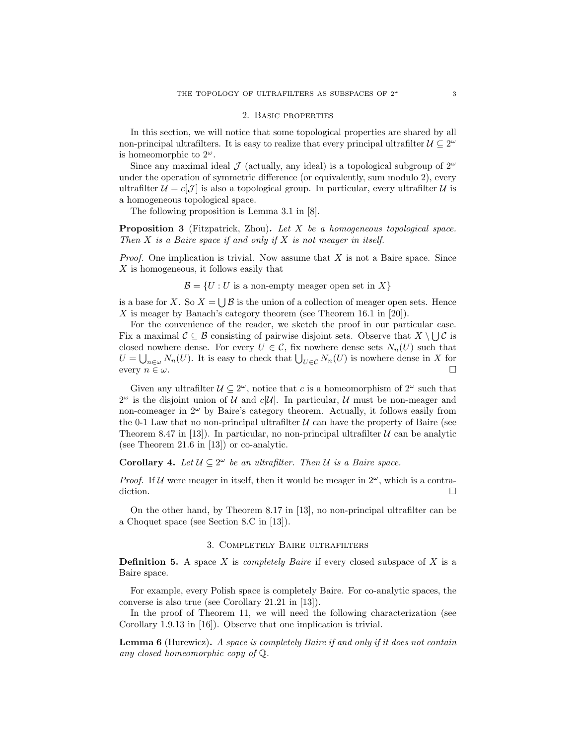## 2. Basic properties

In this section, we will notice that some topological properties are shared by all non-principal ultrafilters. It is easy to realize that every principal ultrafilter $\mathcal{U} \subseteq 2^\omega$ is homeomorphic to $2^\omega$.

Since any maximal ideal $\mathcal{J}$ (actually, any ideal) is a topological subgroup of $2^\omega$ under the operation of symmetric difference (or equivalently, sum modulo 2), every ultrafilter $\mathcal{U} = c[\mathcal{J}]$ is also a topological group. In particular, every ultrafilter $\mathcal{U}$ is a homogeneous topological space.

The following proposition is Lemma 3.1 in [8].

**Proposition 3** (Fitzpatrick, Zhou)**.** *Let $X$ be a homogeneous topological space. Then $X$ is a Baire space if and only if $X$ is not meager in itself.*

*Proof.* One implication is trivial. Now assume that $X$ is not a Baire space. Since $X$ is homogeneous, it follows easily that

$$\mathcal{B} = \{U : U \text{ is a non-empty meager open set in } X\}$$

is a base for $X$. So $X = \bigcup \mathcal{B}$ is the union of a collection of meager open sets. Hence $X$ is meager by Banach's category theorem (see Theorem 16.1 in [20]).

For the convenience of the reader, we sketch the proof in our particular case. Fix a maximal $\mathcal{C} \subseteq \mathcal{B}$ consisting of pairwise disjoint sets. Observe that $X \setminus \bigcup \mathcal{C}$ is closed nowhere dense. For every $U \in \mathcal{C}$, fix nowhere dense sets $N_n(U)$ such that $U = \bigcup_{n \in \omega} N_n(U)$. It is easy to check that $\bigcup_{U \in \mathcal{C}} N_n(U)$ is nowhere dense in $X$ for every $n \in \omega$. $\square$

Given any ultrafilter $\mathcal{U} \subseteq 2^\omega$, notice that $c$ is a homeomorphism of $2^\omega$ such that $2^\omega$ is the disjoint union of $\mathcal{U}$ and $c[\mathcal{U}]$. In particular, $\mathcal{U}$ must be non-meager and non-comeager in $2^\omega$ by Baire's category theorem. Actually, it follows easily from the 0-1 Law that no non-principal ultrafilter $\mathcal{U}$ can have the property of Baire (see Theorem 8.47 in [13]). In particular, no non-principal ultrafilter $\mathcal{U}$ can be analytic (see Theorem 21.6 in [13]) or co-analytic.

**Corollary 4.** *Let $\mathcal{U} \subseteq 2^\omega$ be an ultrafilter. Then $\mathcal{U}$ is a Baire space.*

*Proof.* If $\mathcal{U}$ were meager in itself, then it would be meager in $2^\omega$, which is a contradiction. $\square$

On the other hand, by Theorem 8.17 in [13], no non-principal ultrafilter can be a Choquet space (see Section 8.C in [13]).

## 3. Completely Baire ultrafilters

**Definition 5.** A space $X$ is *completely Baire* if every closed subspace of $X$ is a Baire space.

For example, every Polish space is completely Baire. For co-analytic spaces, the converse is also true (see Corollary 21.21 in [13]).

In the proof of Theorem 11, we will need the following characterization (see Corollary 1.9.13 in [16]). Observe that one implication is trivial.

**Lemma 6** (Hurewicz)**.** *A space is completely Baire if and only if it does not contain any closed homeomorphic copy of $\mathbb{Q}$.*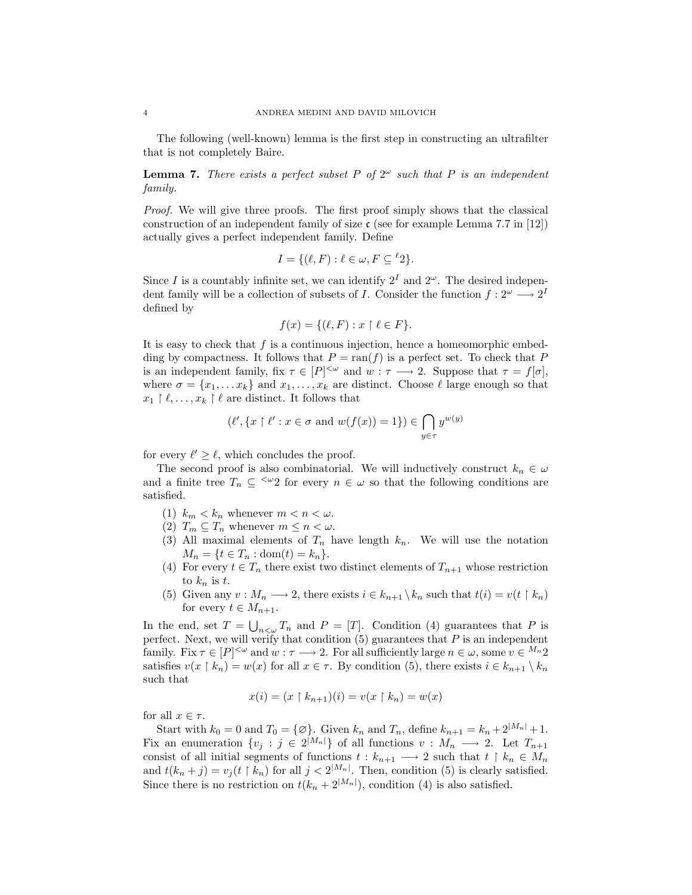The following (well-known) lemma is the first step in constructing an ultrafilter that is not completely Baire.

**Lemma 7.** *There exists a perfect subset $P$ of $2^\omega$ such that $P$ is an independent family.*

*Proof.* We will give three proofs. The first proof simply shows that the classical construction of an independent family of size $\mathfrak{c}$ (see for example Lemma 7.7 in [12]) actually gives a perfect independent family. Define

$$I = \{(\ell, F) : \ell \in \omega, F \subseteq {}^{\ell}2\}.$$

Since $I$ is a countably infinite set, we can identify $2^I$ and $2^\omega$. The desired independent family will be a collection of subsets of $I$. Consider the function $f : 2^\omega \longrightarrow 2^I$ defined by

$$f(x) = \{(\ell, F) : x \restriction \ell \in F\}.$$

It is easy to check that $f$ is a continuous injection, hence a homeomorphic embedding by compactness. It follows that $P = \mathrm{ran}(f)$ is a perfect set. To check that $P$ is an independent family, fix $\tau \in [P]^{<\omega}$ and $w : \tau \longrightarrow 2$. Suppose that $\tau = f[\sigma]$, where $\sigma = \{x_1, \ldots x_k\}$ and $x_1, \ldots, x_k$ are distinct. Choose $\ell$ large enough so that $x_1 \restriction \ell, \ldots, x_k \restriction \ell$ are distinct. It follows that

$$(\ell', \{x \restriction \ell' : x \in \sigma \text{ and } w(f(x)) = 1\}) \in \bigcap_{y \in \tau} y^{w(y)}$$

for every $\ell' \geq \ell$, which concludes the proof.

The second proof is also combinatorial. We will inductively construct $k_n \in \omega$ and a finite tree $T_n \subseteq {}^{<\omega}2$ for every $n \in \omega$ so that the following conditions are satisfied.

1. $k_m < k_n$ whenever $m < n < \omega$.
2. $T_m \subseteq T_n$ whenever $m \leq n < \omega$.
3. All maximal elements of $T_n$ have length $k_n$. We will use the notation $M_n = \{t \in T_n : \mathrm{dom}(t) = k_n\}$.
4. For every $t \in T_n$ there exist two distinct elements of $T_{n+1}$ whose restriction to $k_n$ is $t$.
5. Given any $v : M_n \longrightarrow 2$, there exists $i \in k_{n+1} \setminus k_n$ such that $t(i) = v(t \restriction k_n)$ for every $t \in M_{n+1}$.

In the end, set $T = \bigcup_{n<\omega} T_n$ and $P = [T]$. Condition (4) guarantees that $P$ is perfect. Next, we will verify that condition (5) guarantees that $P$ is an independent family. Fix $\tau \in [P]^{<\omega}$ and $w : \tau \longrightarrow 2$. For all sufficiently large $n \in \omega$, some $v \in {}^{M_n}2$ satisfies $v(x \restriction k_n) = w(x)$ for all $x \in \tau$. By condition (5), there exists $i \in k_{n+1} \setminus k_n$ such that

$$x(i) = (x \restriction k_{n+1})(i) = v(x \restriction k_n) = w(x)$$

for all $x \in \tau$.

Start with $k_0 = 0$ and $T_0 = \{\varnothing\}$. Given $k_n$ and $T_n$, define $k_{n+1} = k_n + 2^{|M_n|} + 1$. Fix an enumeration $\{v_j : j \in 2^{|M_n|}\}$ of all functions $v : M_n \longrightarrow 2$. Let $T_{n+1}$ consist of all initial segments of functions $t : k_{n+1} \longrightarrow 2$ such that $t \restriction k_n \in M_n$ and $t(k_n + j) = v_j(t \restriction k_n)$ for all $j < 2^{|M_n|}$. Then, condition (5) is clearly satisfied. Since there is no restriction on $t(k_n + 2^{|M_n|})$, condition (4) is also satisfied.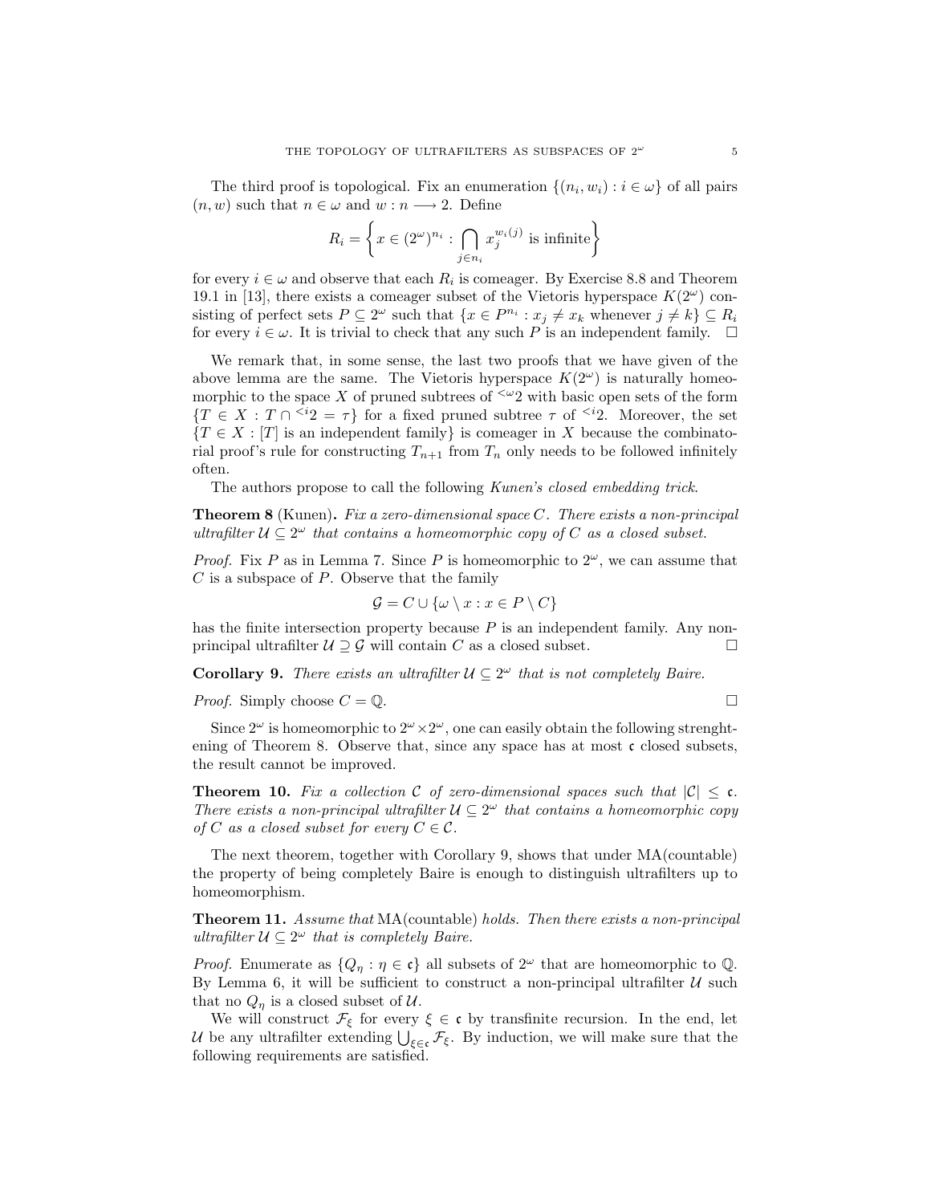The third proof is topological. Fix an enumeration $\{(n_i, w_i) : i \in \omega\}$ of all pairs $(n, w)$ such that $n \in \omega$ and $w : n \longrightarrow 2$. Define

$$R_i = \left\{ x \in (2^\omega)^{n_i} : \bigcap_{j \in n_i} x_j^{w_i(j)} \text{ is infinite} \right\}$$

for every $i \in \omega$ and observe that each $R_i$ is comeager. By Exercise 8.8 and Theorem 19.1 in [13], there exists a comeager subset of the Vietoris hyperspace $K(2^\omega)$ consisting of perfect sets $P \subseteq 2^\omega$ such that $\{x \in P^{n_i} : x_j \neq x_k \text{ whenever } j \neq k\} \subseteq R_i$ for every $i \in \omega$. It is trivial to check that any such $P$ is an independent family. $\square$

We remark that, in some sense, the last two proofs that we have given of the above lemma are the same. The Vietoris hyperspace $K(2^\omega)$ is naturally homeomorphic to the space $X$ of pruned subtrees of ${}^{<\omega}2$ with basic open sets of the form $\{T \in X : T \cap {}^{<i}2 = \tau\}$ for a fixed pruned subtree $\tau$ of ${}^{<i}2$. Moreover, the set $\{T \in X : [T] \text{ is an independent family}\}$ is comeager in $X$ because the combinatorial proof's rule for constructing $T_{n+1}$ from $T_n$ only needs to be followed infinitely often.

The authors propose to call the following *Kunen's closed embedding trick*.

**Theorem 8** (Kunen)**.** *Fix a zero-dimensional space $C$. There exists a non-principal ultrafilter $\mathcal{U} \subseteq 2^\omega$ that contains a homeomorphic copy of $C$ as a closed subset.*

*Proof.* Fix $P$ as in Lemma 7. Since $P$ is homeomorphic to $2^\omega$, we can assume that $C$ is a subspace of $P$. Observe that the family

$$\mathcal{G} = C \cup \{\omega \setminus x : x \in P \setminus C\}$$

has the finite intersection property because $P$ is an independent family. Any non-principal ultrafilter $\mathcal{U} \supseteq \mathcal{G}$ will contain $C$ as a closed subset. $\square$

**Corollary 9.** *There exists an ultrafilter $\mathcal{U} \subseteq 2^\omega$ that is not completely Baire.*

*Proof.* Simply choose $C = \mathbb{Q}$. $\square$

Since $2^\omega$ is homeomorphic to $2^\omega \times 2^\omega$, one can easily obtain the following strenghtening of Theorem 8. Observe that, since any space has at most $\mathfrak{c}$ closed subsets, the result cannot be improved.

**Theorem 10.** *Fix a collection $\mathcal{C}$ of zero-dimensional spaces such that $|\mathcal{C}| \leq \mathfrak{c}$. There exists a non-principal ultrafilter $\mathcal{U} \subseteq 2^\omega$ that contains a homeomorphic copy of $C$ as a closed subset for every $C \in \mathcal{C}$.*

The next theorem, together with Corollary 9, shows that under MA(countable) the property of being completely Baire is enough to distinguish ultrafilters up to homeomorphism.

**Theorem 11.** *Assume that* MA(countable) *holds. Then there exists a non-principal ultrafilter $\mathcal{U} \subseteq 2^\omega$ that is completely Baire.*

*Proof.* Enumerate as $\{Q_\eta : \eta \in \mathfrak{c}\}$ all subsets of $2^\omega$ that are homeomorphic to $\mathbb{Q}$. By Lemma 6, it will be sufficient to construct a non-principal ultrafilter $\mathcal{U}$ such that no $Q_\eta$ is a closed subset of $\mathcal{U}$.

We will construct $\mathcal{F}_\xi$ for every $\xi \in \mathfrak{c}$ by transfinite recursion. In the end, let $\mathcal{U}$ be any ultrafilter extending $\bigcup_{\xi \in \mathfrak{c}} \mathcal{F}_\xi$. By induction, we will make sure that the following requirements are satisfied.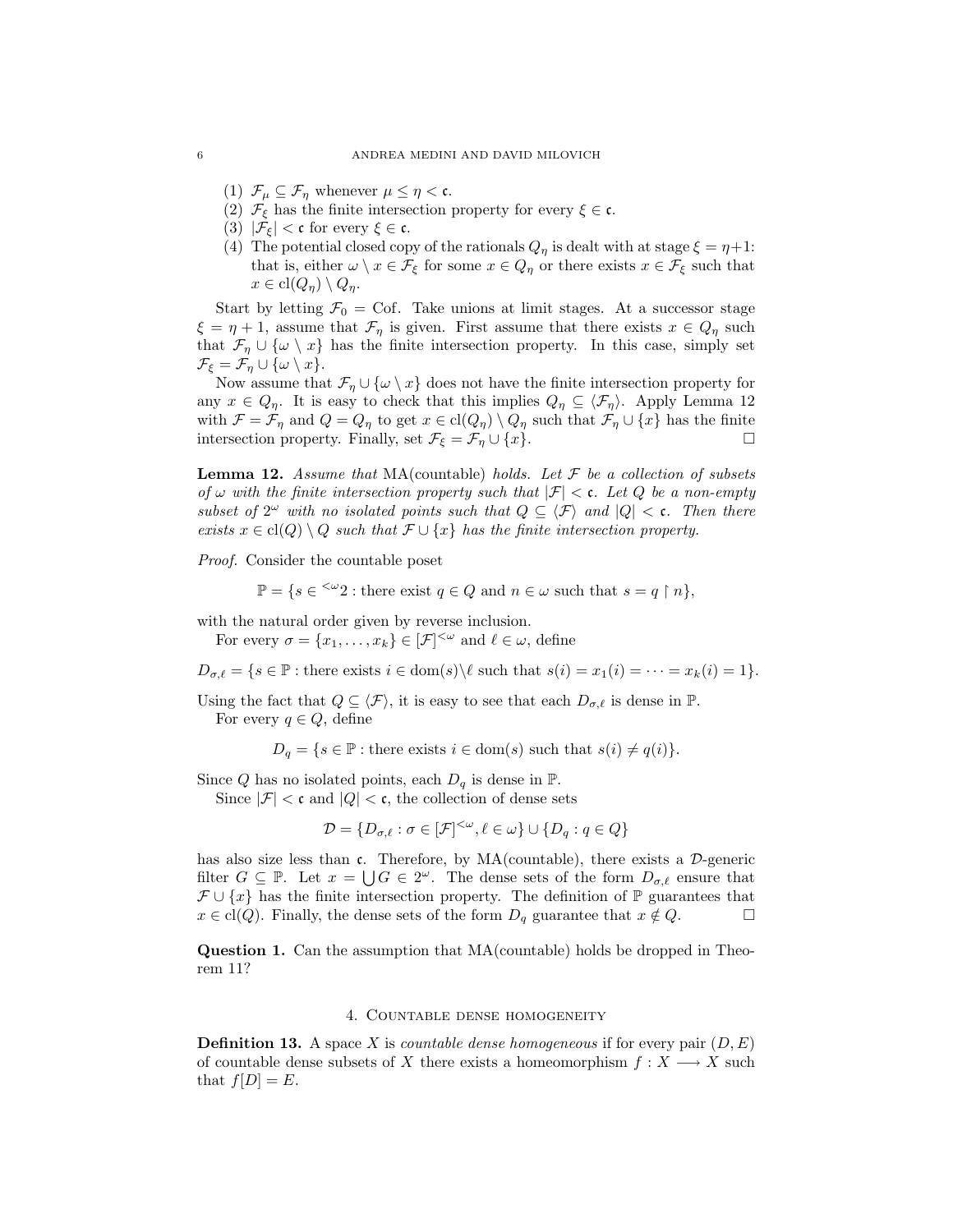(1) $\mathcal{F}_\mu \subseteq \mathcal{F}_\eta$ whenever $\mu \leq \eta < \mathfrak{c}$.
(2) $\mathcal{F}_\xi$ has the finite intersection property for every $\xi \in \mathfrak{c}$.
(3) $|\mathcal{F}_\xi| < \mathfrak{c}$ for every $\xi \in \mathfrak{c}$.
(4) The potential closed copy of the rationals $Q_\eta$ is dealt with at stage $\xi = \eta+1$: that is, either $\omega \setminus x \in \mathcal{F}_\xi$ for some $x \in Q_\eta$ or there exists $x \in \mathcal{F}_\xi$ such that $x \in \mathrm{cl}(Q_\eta) \setminus Q_\eta$.

Start by letting $\mathcal{F}_0 = \mathrm{Cof}$. Take unions at limit stages. At a successor stage $\xi = \eta + 1$, assume that $\mathcal{F}_\eta$ is given. First assume that there exists $x \in Q_\eta$ such that $\mathcal{F}_\eta \cup \{\omega \setminus x\}$ has the finite intersection property. In this case, simply set $\mathcal{F}_\xi = \mathcal{F}_\eta \cup \{\omega \setminus x\}$.

Now assume that $\mathcal{F}_\eta \cup \{\omega \setminus x\}$ does not have the finite intersection property for any $x \in Q_\eta$. It is easy to check that this implies $Q_\eta \subseteq \langle \mathcal{F}_\eta \rangle$. Apply Lemma 12 with $\mathcal{F} = \mathcal{F}_\eta$ and $Q = Q_\eta$ to get $x \in \mathrm{cl}(Q_\eta) \setminus Q_\eta$ such that $\mathcal{F}_\eta \cup \{x\}$ has the finite intersection property. Finally, set $\mathcal{F}_\xi = \mathcal{F}_\eta \cup \{x\}$. □

**Lemma 12.** *Assume that* MA(countable) *holds. Let $\mathcal{F}$ be a collection of subsets of $\omega$ with the finite intersection property such that $|\mathcal{F}| < \mathfrak{c}$. Let $Q$ be a non-empty subset of $2^\omega$ with no isolated points such that $Q \subseteq \langle \mathcal{F} \rangle$ and $|Q| < \mathfrak{c}$. Then there exists $x \in \mathrm{cl}(Q) \setminus Q$ such that $\mathcal{F} \cup \{x\}$ has the finite intersection property.*

*Proof.* Consider the countable poset

$$\mathbb{P} = \{s \in {}^{<\omega}2 : \text{there exist } q \in Q \text{ and } n \in \omega \text{ such that } s = q \upharpoonright n\},$$

with the natural order given by reverse inclusion.

For every $\sigma = \{x_1, \ldots, x_k\} \in [\mathcal{F}]^{<\omega}$ and $\ell \in \omega$, define

$$D_{\sigma,\ell} = \{s \in \mathbb{P} : \text{there exists } i \in \mathrm{dom}(s) \setminus \ell \text{ such that } s(i) = x_1(i) = \cdots = x_k(i) = 1\}.$$

Using the fact that $Q \subseteq \langle \mathcal{F} \rangle$, it is easy to see that each $D_{\sigma,\ell}$ is dense in $\mathbb{P}$.

For every $q \in Q$, define

$$D_q = \{s \in \mathbb{P} : \text{there exists } i \in \mathrm{dom}(s) \text{ such that } s(i) \neq q(i)\}.$$

Since $Q$ has no isolated points, each $D_q$ is dense in $\mathbb{P}$.

Since $|\mathcal{F}| < \mathfrak{c}$ and $|Q| < \mathfrak{c}$, the collection of dense sets

$$\mathcal{D} = \{D_{\sigma,\ell} : \sigma \in [\mathcal{F}]^{<\omega}, \ell \in \omega\} \cup \{D_q : q \in Q\}$$

has also size less than $\mathfrak{c}$. Therefore, by MA(countable), there exists a $\mathcal{D}$-generic filter $G \subseteq \mathbb{P}$. Let $x = \bigcup G \in 2^\omega$. The dense sets of the form $D_{\sigma,\ell}$ ensure that $\mathcal{F} \cup \{x\}$ has the finite intersection property. The definition of $\mathbb{P}$ guarantees that $x \in \mathrm{cl}(Q)$. Finally, the dense sets of the form $D_q$ guarantee that $x \notin Q$. □

**Question 1.** Can the assumption that MA(countable) holds be dropped in Theorem 11?

## 4. Countable dense homogeneity

**Definition 13.** A space $X$ is *countable dense homogeneous* if for every pair $(D, E)$ of countable dense subsets of $X$ there exists a homeomorphism $f : X \longrightarrow X$ such that $f[D] = E$.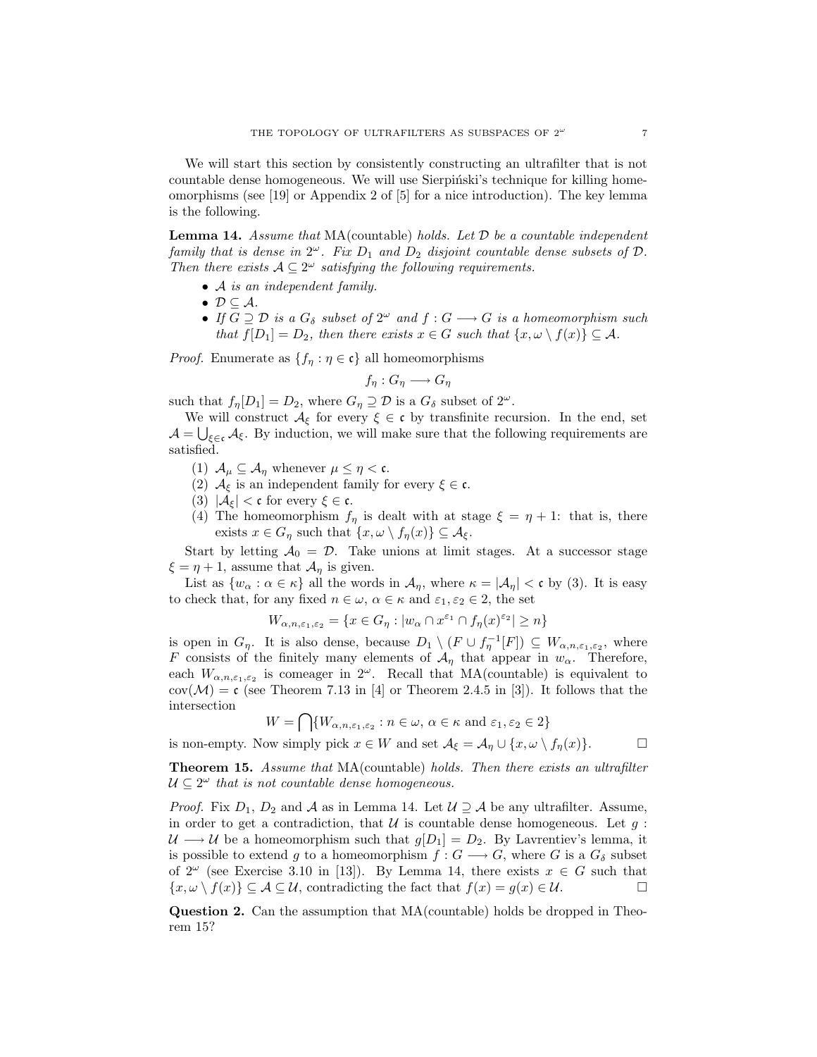We will start this section by consistently constructing an ultrafilter that is not countable dense homogeneous. We will use Sierpiński's technique for killing homeomorphisms (see [19] or Appendix 2 of [5] for a nice introduction). The key lemma is the following.

**Lemma 14.** *Assume that* MA(countable) *holds. Let $\mathcal{D}$ be a countable independent family that is dense in $2^\omega$. Fix $D_1$ and $D_2$ disjoint countable dense subsets of $\mathcal{D}$. Then there exists $\mathcal{A} \subseteq 2^\omega$ satisfying the following requirements.*

- *$\mathcal{A}$ is an independent family.*
- *$\mathcal{D} \subseteq \mathcal{A}$.*
- *If $G \supseteq \mathcal{D}$ is a $G_\delta$ subset of $2^\omega$ and $f : G \longrightarrow G$ is a homeomorphism such that $f[D_1] = D_2$, then there exists $x \in G$ such that $\{x, \omega \setminus f(x)\} \subseteq \mathcal{A}$.*

*Proof.* Enumerate as $\{f_\eta : \eta \in \mathfrak{c}\}$ all homeomorphisms

$$f_\eta : G_\eta \longrightarrow G_\eta$$

such that $f_\eta[D_1] = D_2$, where $G_\eta \supseteq \mathcal{D}$ is a $G_\delta$ subset of $2^\omega$.

We will construct $\mathcal{A}_\xi$ for every $\xi \in \mathfrak{c}$ by transfinite recursion. In the end, set $\mathcal{A} = \bigcup_{\xi \in \mathfrak{c}} \mathcal{A}_\xi$. By induction, we will make sure that the following requirements are satisfied.

1. $\mathcal{A}_\mu \subseteq \mathcal{A}_\eta$ whenever $\mu \leq \eta < \mathfrak{c}$.
2. $\mathcal{A}_\xi$ is an independent family for every $\xi \in \mathfrak{c}$.
3. $|\mathcal{A}_\xi| < \mathfrak{c}$ for every $\xi \in \mathfrak{c}$.
4. The homeomorphism $f_\eta$ is dealt with at stage $\xi = \eta + 1$: that is, there exists $x \in G_\eta$ such that $\{x, \omega \setminus f_\eta(x)\} \subseteq \mathcal{A}_\xi$.

Start by letting $\mathcal{A}_0 = \mathcal{D}$. Take unions at limit stages. At a successor stage $\xi = \eta + 1$, assume that $\mathcal{A}_\eta$ is given.

List as $\{w_\alpha : \alpha \in \kappa\}$ all the words in $\mathcal{A}_\eta$, where $\kappa = |\mathcal{A}_\eta| < \mathfrak{c}$ by (3). It is easy to check that, for any fixed $n \in \omega$, $\alpha \in \kappa$ and $\varepsilon_1, \varepsilon_2 \in 2$, the set

$$W_{\alpha,n,\varepsilon_1,\varepsilon_2} = \{x \in G_\eta : |w_\alpha \cap x^{\varepsilon_1} \cap f_\eta(x)^{\varepsilon_2}| \geq n\}$$

is open in $G_\eta$. It is also dense, because $D_1 \setminus (F \cup f_\eta^{-1}[F]) \subseteq W_{\alpha,n,\varepsilon_1,\varepsilon_2}$, where $F$ consists of the finitely many elements of $\mathcal{A}_\eta$ that appear in $w_\alpha$. Therefore, each $W_{\alpha,n,\varepsilon_1,\varepsilon_2}$ is comeager in $2^\omega$. Recall that MA(countable) is equivalent to $\mathrm{cov}(\mathcal{M}) = \mathfrak{c}$ (see Theorem 7.13 in [4] or Theorem 2.4.5 in [3]). It follows that the intersection

$$W = \bigcap \{W_{\alpha,n,\varepsilon_1,\varepsilon_2} : n \in \omega,\ \alpha \in \kappa \text{ and } \varepsilon_1, \varepsilon_2 \in 2\}$$

is non-empty. Now simply pick $x \in W$ and set $\mathcal{A}_\xi = \mathcal{A}_\eta \cup \{x, \omega \setminus f_\eta(x)\}$. □

**Theorem 15.** *Assume that* MA(countable) *holds. Then there exists an ultrafilter $\mathcal{U} \subseteq 2^\omega$ that is not countable dense homogeneous.*

*Proof.* Fix $D_1$, $D_2$ and $\mathcal{A}$ as in Lemma 14. Let $\mathcal{U} \supseteq \mathcal{A}$ be any ultrafilter. Assume, in order to get a contradiction, that $\mathcal{U}$ is countable dense homogeneous. Let $g : \mathcal{U} \longrightarrow \mathcal{U}$ be a homeomorphism such that $g[D_1] = D_2$. By Lavrentiev's lemma, it is possible to extend $g$ to a homeomorphism $f : G \longrightarrow G$, where $G$ is a $G_\delta$ subset of $2^\omega$ (see Exercise 3.10 in [13]). By Lemma 14, there exists $x \in G$ such that $\{x, \omega \setminus f(x)\} \subseteq \mathcal{A} \subseteq \mathcal{U}$, contradicting the fact that $f(x) = g(x) \in \mathcal{U}$. □

**Question 2.** Can the assumption that MA(countable) holds be dropped in Theorem 15?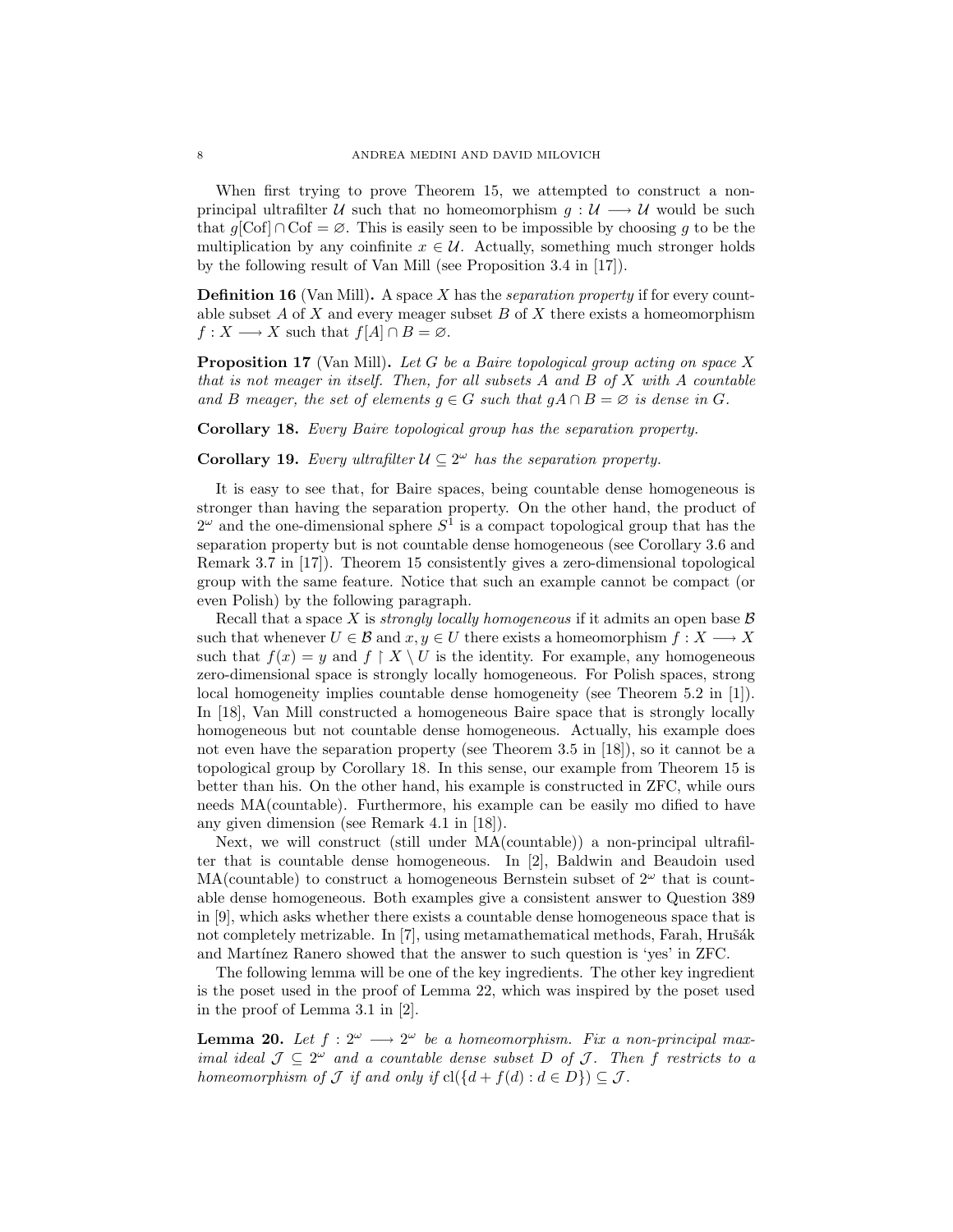When first trying to prove Theorem 15, we attempted to construct a non-principal ultrafilter $\mathcal{U}$ such that no homeomorphism $g : \mathcal{U} \longrightarrow \mathcal{U}$ would be such that $g[\mathrm{Cof}] \cap \mathrm{Cof} = \varnothing$. This is easily seen to be impossible by choosing $g$ to be the multiplication by any coinfinite $x \in \mathcal{U}$. Actually, something much stronger holds by the following result of Van Mill (see Proposition 3.4 in [17]).

**Definition 16** (Van Mill)**.** A space $X$ has the *separation property* if for every countable subset $A$ of $X$ and every meager subset $B$ of $X$ there exists a homeomorphism $f : X \longrightarrow X$ such that $f[A] \cap B = \varnothing$.

**Proposition 17** (Van Mill)**.** *Let $G$ be a Baire topological group acting on space $X$ that is not meager in itself. Then, for all subsets $A$ and $B$ of $X$ with $A$ countable and $B$ meager, the set of elements $g \in G$ such that $gA \cap B = \varnothing$ is dense in $G$.*

**Corollary 18.** *Every Baire topological group has the separation property.*

**Corollary 19.** *Every ultrafilter $\mathcal{U} \subseteq 2^\omega$ has the separation property.*

It is easy to see that, for Baire spaces, being countable dense homogeneous is stronger than having the separation property. On the other hand, the product of $2^\omega$ and the one-dimensional sphere $S^1$ is a compact topological group that has the separation property but is not countable dense homogeneous (see Corollary 3.6 and Remark 3.7 in [17]). Theorem 15 consistently gives a zero-dimensional topological group with the same feature. Notice that such an example cannot be compact (or even Polish) by the following paragraph.

Recall that a space $X$ is *strongly locally homogeneous* if it admits an open base $\mathcal{B}$ such that whenever $U \in \mathcal{B}$ and $x, y \in U$ there exists a homeomorphism $f : X \longrightarrow X$ such that $f(x) = y$ and $f \upharpoonright X \setminus U$ is the identity. For example, any homogeneous zero-dimensional space is strongly locally homogeneous. For Polish spaces, strong local homogeneity implies countable dense homogeneity (see Theorem 5.2 in [1]). In [18], Van Mill constructed a homogeneous Baire space that is strongly locally homogeneous but not countable dense homogeneous. Actually, his example does not even have the separation property (see Theorem 3.5 in [18]), so it cannot be a topological group by Corollary 18. In this sense, our example from Theorem 15 is better than his. On the other hand, his example is constructed in ZFC, while ours needs MA(countable). Furthermore, his example can be easily mo dified to have any given dimension (see Remark 4.1 in [18]).

Next, we will construct (still under MA(countable)) a non-principal ultrafilter that is countable dense homogeneous. In [2], Baldwin and Beaudoin used MA(countable) to construct a homogeneous Bernstein subset of $2^\omega$ that is countable dense homogeneous. Both examples give a consistent answer to Question 389 in [9], which asks whether there exists a countable dense homogeneous space that is not completely metrizable. In [7], using metamathematical methods, Farah, Hrušák and Martínez Ranero showed that the answer to such question is 'yes' in ZFC.

The following lemma will be one of the key ingredients. The other key ingredient is the poset used in the proof of Lemma 22, which was inspired by the poset used in the proof of Lemma 3.1 in [2].

**Lemma 20.** *Let $f : 2^\omega \longrightarrow 2^\omega$ be a homeomorphism. Fix a non-principal maximal ideal $\mathcal{J} \subseteq 2^\omega$ and a countable dense subset $D$ of $\mathcal{J}$. Then $f$ restricts to a homeomorphism of $\mathcal{J}$ if and only if $\mathrm{cl}(\{d + f(d) : d \in D\}) \subseteq \mathcal{J}$.*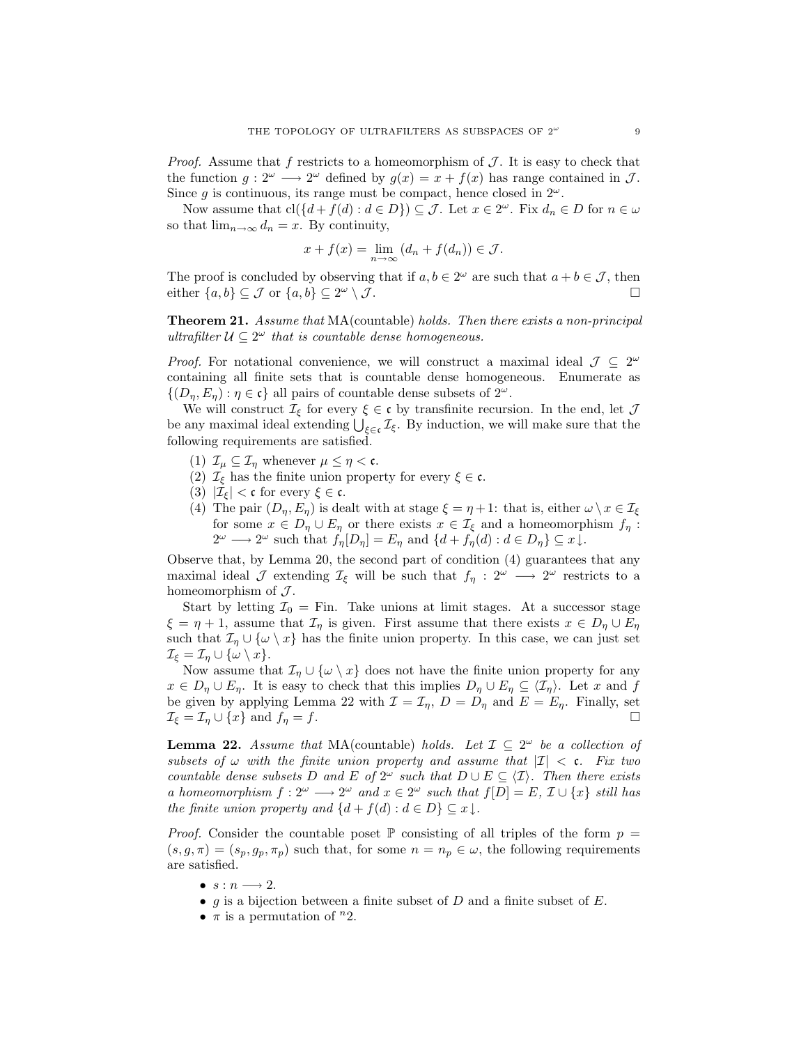*Proof.* Assume that $f$ restricts to a homeomorphism of $\mathcal{J}$. It is easy to check that the function $g : 2^\omega \longrightarrow 2^\omega$ defined by $g(x) = x + f(x)$ has range contained in $\mathcal{J}$. Since $g$ is continuous, its range must be compact, hence closed in $2^\omega$.

Now assume that $\mathrm{cl}(\{d + f(d) : d \in D\}) \subseteq \mathcal{J}$. Let $x \in 2^\omega$. Fix $d_n \in D$ for $n \in \omega$ so that $\lim_{n\to\infty} d_n = x$. By continuity,

$$x + f(x) = \lim_{n\to\infty} (d_n + f(d_n)) \in \mathcal{J}.$$

The proof is concluded by observing that if $a, b \in 2^\omega$ are such that $a + b \in \mathcal{J}$, then either $\{a, b\} \subseteq \mathcal{J}$ or $\{a, b\} \subseteq 2^\omega \setminus \mathcal{J}$. □

**Theorem 21.** *Assume that* MA(countable) *holds. Then there exists a non-principal ultrafilter $\mathcal{U} \subseteq 2^\omega$ that is countable dense homogeneous.*

*Proof.* For notational convenience, we will construct a maximal ideal $\mathcal{J} \subseteq 2^\omega$ containing all finite sets that is countable dense homogeneous. Enumerate as $\{(D_\eta, E_\eta) : \eta \in \mathfrak{c}\}$ all pairs of countable dense subsets of $2^\omega$.

We will construct $\mathcal{I}_\xi$ for every $\xi \in \mathfrak{c}$ by transfinite recursion. In the end, let $\mathcal{J}$ be any maximal ideal extending $\bigcup_{\xi\in\mathfrak{c}} \mathcal{I}_\xi$. By induction, we will make sure that the following requirements are satisfied.

1. $\mathcal{I}_\mu \subseteq \mathcal{I}_\eta$ whenever $\mu \leq \eta < \mathfrak{c}$.
2. $\mathcal{I}_\xi$ has the finite union property for every $\xi \in \mathfrak{c}$.
3. $|\mathcal{I}_\xi| < \mathfrak{c}$ for every $\xi \in \mathfrak{c}$.
4. The pair $(D_\eta, E_\eta)$ is dealt with at stage $\xi = \eta + 1$: that is, either $\omega \setminus x \in \mathcal{I}_\xi$ for some $x \in D_\eta \cup E_\eta$ or there exists $x \in \mathcal{I}_\xi$ and a homeomorphism $f_\eta : 2^\omega \longrightarrow 2^\omega$ such that $f_\eta[D_\eta] = E_\eta$ and $\{d + f_\eta(d) : d \in D_\eta\} \subseteq x\!\downarrow$.

Observe that, by Lemma 20, the second part of condition (4) guarantees that any maximal ideal $\mathcal{J}$ extending $\mathcal{I}_\xi$ will be such that $f_\eta : 2^\omega \longrightarrow 2^\omega$ restricts to a homeomorphism of $\mathcal{J}$.

Start by letting $\mathcal{I}_0 = \mathrm{Fin}$. Take unions at limit stages. At a successor stage $\xi = \eta + 1$, assume that $\mathcal{I}_\eta$ is given. First assume that there exists $x \in D_\eta \cup E_\eta$ such that $\mathcal{I}_\eta \cup \{\omega \setminus x\}$ has the finite union property. In this case, we can just set $\mathcal{I}_\xi = \mathcal{I}_\eta \cup \{\omega \setminus x\}$.

Now assume that $\mathcal{I}_\eta \cup \{\omega \setminus x\}$ does not have the finite union property for any $x \in D_\eta \cup E_\eta$. It is easy to check that this implies $D_\eta \cup E_\eta \subseteq \langle \mathcal{I}_\eta \rangle$. Let $x$ and $f$ be given by applying Lemma 22 with $\mathcal{I} = \mathcal{I}_\eta$, $D = D_\eta$ and $E = E_\eta$. Finally, set $\mathcal{I}_\xi = \mathcal{I}_\eta \cup \{x\}$ and $f_\eta = f$. □

**Lemma 22.** *Assume that* MA(countable) *holds. Let $\mathcal{I} \subseteq 2^\omega$ be a collection of subsets of $\omega$ with the finite union property and assume that $|\mathcal{I}| < \mathfrak{c}$. Fix two countable dense subsets $D$ and $E$ of $2^\omega$ such that $D \cup E \subseteq \langle \mathcal{I} \rangle$. Then there exists a homeomorphism $f : 2^\omega \longrightarrow 2^\omega$ and $x \in 2^\omega$ such that $f[D] = E$, $\mathcal{I} \cup \{x\}$ still has the finite union property and $\{d + f(d) : d \in D\} \subseteq x\!\downarrow$.*

*Proof.* Consider the countable poset $\mathbb{P}$ consisting of all triples of the form $p = (s, g, \pi) = (s_p, g_p, \pi_p)$ such that, for some $n = n_p \in \omega$, the following requirements are satisfied.

- $s : n \longrightarrow 2$.
- $g$ is a bijection between a finite subset of $D$ and a finite subset of $E$.
- $\pi$ is a permutation of ${}^n 2$.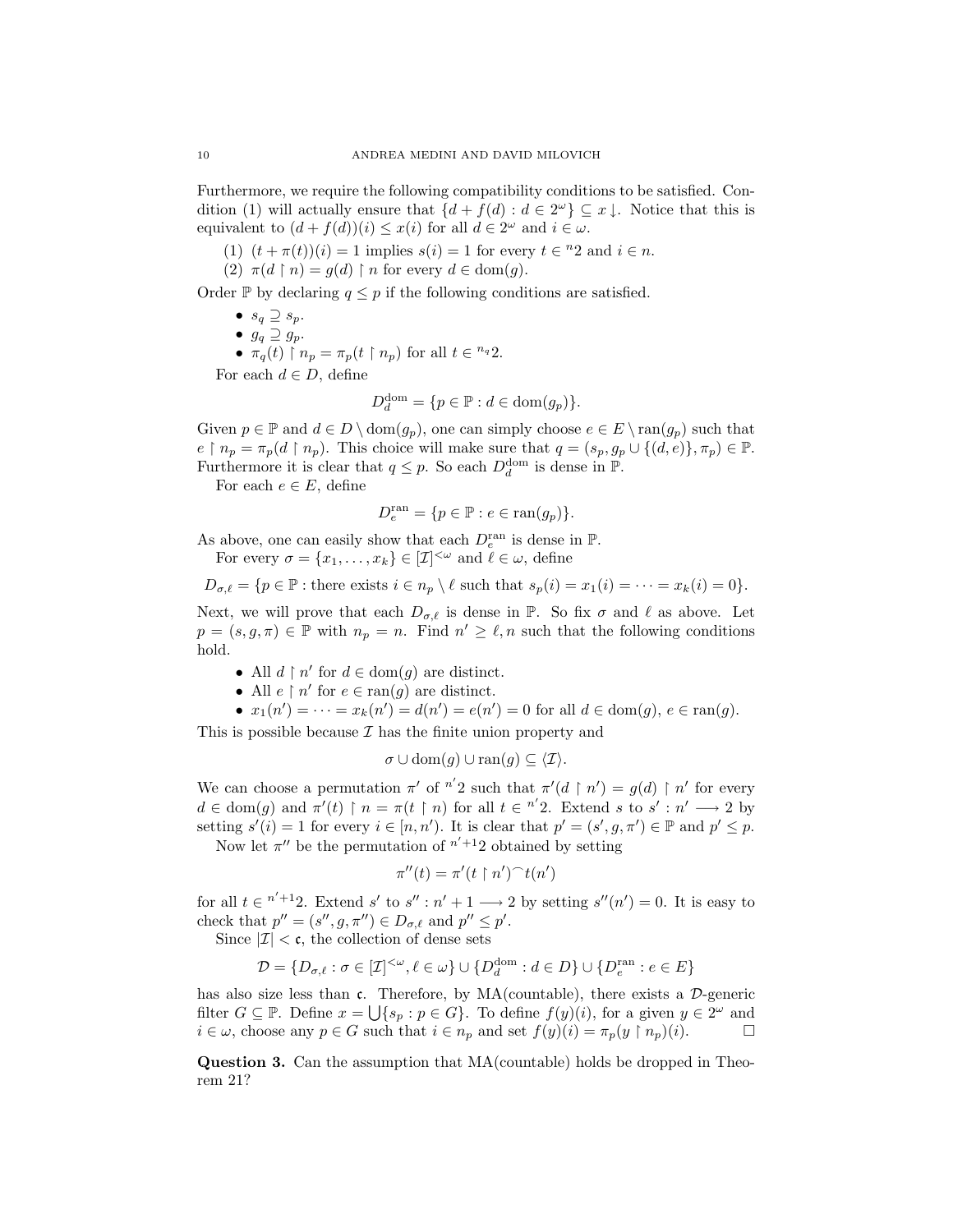Furthermore, we require the following compatibility conditions to be satisfied. Condition (1) will actually ensure that $\{d + f(d) : d \in 2^\omega\} \subseteq x\!\downarrow$. Notice that this is equivalent to $(d + f(d))(i) \leq x(i)$ for all $d \in 2^\omega$ and $i \in \omega$.

(1) $(t + \pi(t))(i) = 1$ implies $s(i) = 1$ for every $t \in {}^n 2$ and $i \in n$.
(2) $\pi(d \upharpoonright n) = g(d) \upharpoonright n$ for every $d \in \mathrm{dom}(g)$.

Order $\mathbb{P}$ by declaring $q \leq p$ if the following conditions are satisfied.

- $s_q \supseteq s_p$.
- $g_q \supseteq g_p$.
- $\pi_q(t) \upharpoonright n_p = \pi_p(t \upharpoonright n_p)$ for all $t \in {}^{n_q}2$.

For each $d \in D$, define

$$D^{\mathrm{dom}}_d = \{p \in \mathbb{P} : d \in \mathrm{dom}(g_p)\}.$$

Given $p \in \mathbb{P}$ and $d \in D \setminus \mathrm{dom}(g_p)$, one can simply choose $e \in E \setminus \mathrm{ran}(g_p)$ such that $e \upharpoonright n_p = \pi_p(d \upharpoonright n_p)$. This choice will make sure that $q = (s_p, g_p \cup \{(d, e)\}, \pi_p) \in \mathbb{P}$. Furthermore it is clear that $q \leq p$. So each $D^{\mathrm{dom}}_d$ is dense in $\mathbb{P}$.

For each $e \in E$, define

$$D^{\mathrm{ran}}_e = \{p \in \mathbb{P} : e \in \mathrm{ran}(g_p)\}.$$

As above, one can easily show that each $D^{\mathrm{ran}}_e$ is dense in $\mathbb{P}$.

For every $\sigma = \{x_1, \ldots, x_k\} \in [\mathcal{I}]^{<\omega}$ and $\ell \in \omega$, define

$$D_{\sigma,\ell} = \{p \in \mathbb{P} : \text{there exists } i \in n_p \setminus \ell \text{ such that } s_p(i) = x_1(i) = \cdots = x_k(i) = 0\}.$$

Next, we will prove that each $D_{\sigma,\ell}$ is dense in $\mathbb{P}$. So fix $\sigma$ and $\ell$ as above. Let $p = (s, g, \pi) \in \mathbb{P}$ with $n_p = n$. Find $n' \geq \ell, n$ such that the following conditions hold.

- All $d \upharpoonright n'$ for $d \in \mathrm{dom}(g)$ are distinct.
- All $e \upharpoonright n'$ for $e \in \mathrm{ran}(g)$ are distinct.
- $x_1(n') = \cdots = x_k(n') = d(n') = e(n') = 0$ for all $d \in \mathrm{dom}(g)$, $e \in \mathrm{ran}(g)$.

This is possible because $\mathcal{I}$ has the finite union property and

$$\sigma \cup \mathrm{dom}(g) \cup \mathrm{ran}(g) \subseteq \langle \mathcal{I} \rangle.$$

We can choose a permutation $\pi'$ of ${}^{n'}2$ such that $\pi'(d \upharpoonright n') = g(d) \upharpoonright n'$ for every $d \in \mathrm{dom}(g)$ and $\pi'(t) \upharpoonright n = \pi(t \upharpoonright n)$ for all $t \in {}^{n'}2$. Extend $s$ to $s' : n' \longrightarrow 2$ by setting $s'(i) = 1$ for every $i \in [n, n')$. It is clear that $p' = (s', g, \pi') \in \mathbb{P}$ and $p' \leq p$.

Now let $\pi''$ be the permutation of ${}^{n'+1}2$ obtained by setting

$$\pi''(t) = \pi'(t \upharpoonright n')^\frown t(n')$$

for all $t \in {}^{n'+1}2$. Extend $s'$ to $s'' : n' + 1 \longrightarrow 2$ by setting $s''(n') = 0$. It is easy to check that $p'' = (s'', g, \pi'') \in D_{\sigma,\ell}$ and $p'' \leq p'$.

Since $|\mathcal{I}| < \mathfrak{c}$, the collection of dense sets

$$\mathcal{D} = \{D_{\sigma,\ell} : \sigma \in [\mathcal{I}]^{<\omega}, \ell \in \omega\} \cup \{D^{\mathrm{dom}}_d : d \in D\} \cup \{D^{\mathrm{ran}}_e : e \in E\}$$

has also size less than $\mathfrak{c}$. Therefore, by MA(countable), there exists a $\mathcal{D}$-generic filter $G \subseteq \mathbb{P}$. Define $x = \bigcup\{s_p : p \in G\}$. To define $f(y)(i)$, for a given $y \in 2^\omega$ and $i \in \omega$, choose any $p \in G$ such that $i \in n_p$ and set $f(y)(i) = \pi_p(y \upharpoonright n_p)(i)$. $\square$

**Question 3.** Can the assumption that MA(countable) holds be dropped in Theorem 21?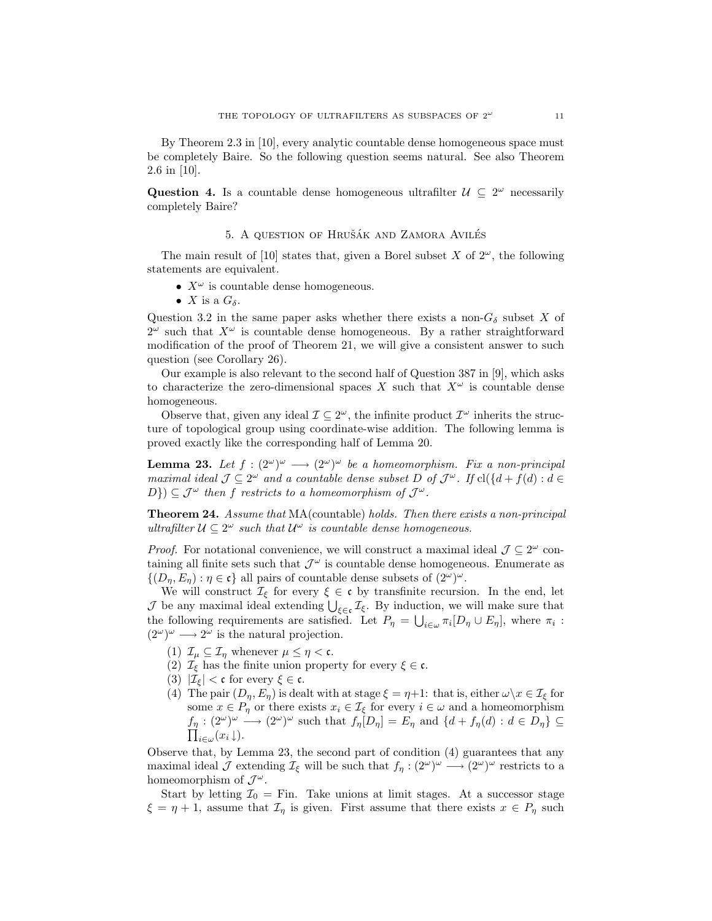By Theorem 2.3 in [10], every analytic countable dense homogeneous space must be completely Baire. So the following question seems natural. See also Theorem 2.6 in [10].

**Question 4.** Is a countable dense homogeneous ultrafilter $\mathcal{U} \subseteq 2^\omega$ necessarily completely Baire?

## 5. A question of Hrušák and Zamora Avilés

The main result of [10] states that, given a Borel subset $X$ of $2^\omega$, the following statements are equivalent.

- $X^\omega$ is countable dense homogeneous.
- $X$ is a $G_\delta$.

Question 3.2 in the same paper asks whether there exists a non-$G_\delta$ subset $X$ of $2^\omega$ such that $X^\omega$ is countable dense homogeneous. By a rather straightforward modification of the proof of Theorem 21, we will give a consistent answer to such question (see Corollary 26).

Our example is also relevant to the second half of Question 387 in [9], which asks to characterize the zero-dimensional spaces $X$ such that $X^\omega$ is countable dense homogeneous.

Observe that, given any ideal $\mathcal{I} \subseteq 2^\omega$, the infinite product $\mathcal{I}^\omega$ inherits the structure of topological group using coordinate-wise addition. The following lemma is proved exactly like the corresponding half of Lemma 20.

**Lemma 23.** *Let $f : (2^\omega)^\omega \longrightarrow (2^\omega)^\omega$ be a homeomorphism. Fix a non-principal maximal ideal $\mathcal{J} \subseteq 2^\omega$ and a countable dense subset $D$ of $\mathcal{J}^\omega$. If $\mathrm{cl}(\{d + f(d) : d \in D\}) \subseteq \mathcal{J}^\omega$ then $f$ restricts to a homeomorphism of $\mathcal{J}^\omega$.*

**Theorem 24.** *Assume that* MA(countable) *holds. Then there exists a non-principal ultrafilter $\mathcal{U} \subseteq 2^\omega$ such that $\mathcal{U}^\omega$ is countable dense homogeneous.*

*Proof.* For notational convenience, we will construct a maximal ideal $\mathcal{J} \subseteq 2^\omega$ containing all finite sets such that $\mathcal{J}^\omega$ is countable dense homogeneous. Enumerate as $\{(D_\eta, E_\eta) : \eta \in \mathfrak{c}\}$ all pairs of countable dense subsets of $(2^\omega)^\omega$.

We will construct $\mathcal{I}_\xi$ for every $\xi \in \mathfrak{c}$ by transfinite recursion. In the end, let $\mathcal{J}$ be any maximal ideal extending $\bigcup_{\xi \in \mathfrak{c}} \mathcal{I}_\xi$. By induction, we will make sure that the following requirements are satisfied. Let $P_\eta = \bigcup_{i \in \omega} \pi_i[D_\eta \cup E_\eta]$, where $\pi_i : (2^\omega)^\omega \longrightarrow 2^\omega$ is the natural projection.

1. $\mathcal{I}_\mu \subseteq \mathcal{I}_\eta$ whenever $\mu \leq \eta < \mathfrak{c}$.
2. $\mathcal{I}_\xi$ has the finite union property for every $\xi \in \mathfrak{c}$.
3. $|\mathcal{I}_\xi| < \mathfrak{c}$ for every $\xi \in \mathfrak{c}$.
4. The pair $(D_\eta, E_\eta)$ is dealt with at stage $\xi = \eta + 1$: that is, either $\omega \setminus x \in \mathcal{I}_\xi$ for some $x \in P_\eta$ or there exists $x_i \in \mathcal{I}_\xi$ for every $i \in \omega$ and a homeomorphism $f_\eta : (2^\omega)^\omega \longrightarrow (2^\omega)^\omega$ such that $f_\eta[D_\eta] = E_\eta$ and $\{d + f_\eta(d) : d \in D_\eta\} \subseteq \prod_{i \in \omega}(x_i \downarrow)$.

Observe that, by Lemma 23, the second part of condition (4) guarantees that any maximal ideal $\mathcal{J}$ extending $\mathcal{I}_\xi$ will be such that $f_\eta : (2^\omega)^\omega \longrightarrow (2^\omega)^\omega$ restricts to a homeomorphism of $\mathcal{J}^\omega$.

Start by letting $\mathcal{I}_0 = \mathrm{Fin}$. Take unions at limit stages. At a successor stage $\xi = \eta + 1$, assume that $\mathcal{I}_\eta$ is given. First assume that there exists $x \in P_\eta$ such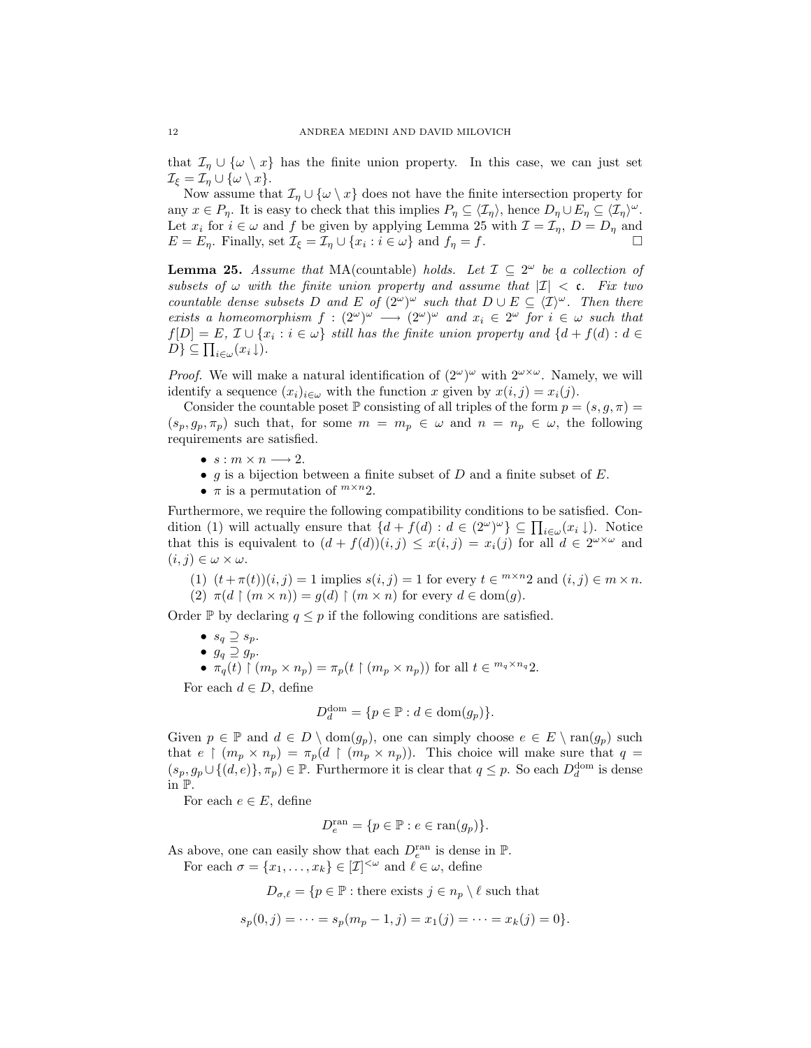that $\mathcal{I}_\eta \cup \{\omega \setminus x\}$ has the finite union property. In this case, we can just set $\mathcal{I}_\xi = \mathcal{I}_\eta \cup \{\omega \setminus x\}$.

Now assume that $\mathcal{I}_\eta \cup \{\omega \setminus x\}$ does not have the finite intersection property for any $x \in P_\eta$. It is easy to check that this implies $P_\eta \subseteq \langle \mathcal{I}_\eta \rangle$, hence $D_\eta \cup E_\eta \subseteq \langle \mathcal{I}_\eta \rangle^\omega$. Let $x_i$ for $i \in \omega$ and $f$ be given by applying Lemma 25 with $\mathcal{I} = \mathcal{I}_\eta$, $D = D_\eta$ and $E = E_\eta$. Finally, set $\mathcal{I}_\xi = \mathcal{I}_\eta \cup \{x_i : i \in \omega\}$ and $f_\eta = f$. $\square$

**Lemma 25.** *Assume that* MA(countable) *holds. Let $\mathcal{I} \subseteq 2^\omega$ be a collection of subsets of $\omega$ with the finite union property and assume that $|\mathcal{I}| < \mathfrak{c}$. Fix two countable dense subsets $D$ and $E$ of $(2^\omega)^\omega$ such that $D \cup E \subseteq \langle \mathcal{I} \rangle^\omega$. Then there exists a homeomorphism $f : (2^\omega)^\omega \longrightarrow (2^\omega)^\omega$ and $x_i \in 2^\omega$ for $i \in \omega$ such that $f[D] = E$, $\mathcal{I} \cup \{x_i : i \in \omega\}$ still has the finite union property and $\{d + f(d) : d \in D\} \subseteq \prod_{i \in \omega}(x_i \downarrow)$.*

*Proof.* We will make a natural identification of $(2^\omega)^\omega$ with $2^{\omega \times \omega}$. Namely, we will identify a sequence $(x_i)_{i \in \omega}$ with the function $x$ given by $x(i,j) = x_i(j)$.

Consider the countable poset $\mathbb{P}$ consisting of all triples of the form $p = (s, g, \pi) = (s_p, g_p, \pi_p)$ such that, for some $m = m_p \in \omega$ and $n = n_p \in \omega$, the following requirements are satisfied.

- $s : m \times n \longrightarrow 2$.
- $g$ is a bijection between a finite subset of $D$ and a finite subset of $E$.
- $\pi$ is a permutation of ${}^{m \times n}2$.

Furthermore, we require the following compatibility conditions to be satisfied. Condition (1) will actually ensure that $\{d + f(d) : d \in (2^\omega)^\omega\} \subseteq \prod_{i \in \omega}(x_i \downarrow)$. Notice that this is equivalent to $(d + f(d))(i,j) \leq x(i,j) = x_i(j)$ for all $d \in 2^{\omega \times \omega}$ and $(i,j) \in \omega \times \omega$.

1. $(t + \pi(t))(i,j) = 1$ implies $s(i,j) = 1$ for every $t \in {}^{m \times n}2$ and $(i,j) \in m \times n$.
2. $\pi(d \restriction (m \times n)) = g(d) \restriction (m \times n)$ for every $d \in \mathrm{dom}(g)$.

Order $\mathbb{P}$ by declaring $q \leq p$ if the following conditions are satisfied.

- $s_q \supseteq s_p$.
- $g_q \supseteq g_p$.
- $\pi_q(t) \restriction (m_p \times n_p) = \pi_p(t \restriction (m_p \times n_p))$ for all $t \in {}^{m_q \times n_q}2$.

For each $d \in D$, define

$$D_d^{\mathrm{dom}} = \{p \in \mathbb{P} : d \in \mathrm{dom}(g_p)\}.$$

Given $p \in \mathbb{P}$ and $d \in D \setminus \mathrm{dom}(g_p)$, one can simply choose $e \in E \setminus \mathrm{ran}(g_p)$ such that $e \restriction (m_p \times n_p) = \pi_p(d \restriction (m_p \times n_p))$. This choice will make sure that $q = (s_p, g_p \cup \{(d,e)\}, \pi_p) \in \mathbb{P}$. Furthermore it is clear that $q \leq p$. So each $D_d^{\mathrm{dom}}$ is dense in $\mathbb{P}$.

For each $e \in E$, define

$$D_e^{\mathrm{ran}} = \{p \in \mathbb{P} : e \in \mathrm{ran}(g_p)\}.$$

As above, one can easily show that each $D_e^{\mathrm{ran}}$ is dense in $\mathbb{P}$.

For each $\sigma = \{x_1, \ldots, x_k\} \in [\mathcal{I}]^{<\omega}$ and $\ell \in \omega$, define

$$D_{\sigma,\ell} = \{p \in \mathbb{P} : \text{there exists } j \in n_p \setminus \ell \text{ such that}$$

$$s_p(0,j) = \cdots = s_p(m_p - 1, j) = x_1(j) = \cdots = x_k(j) = 0\}.$$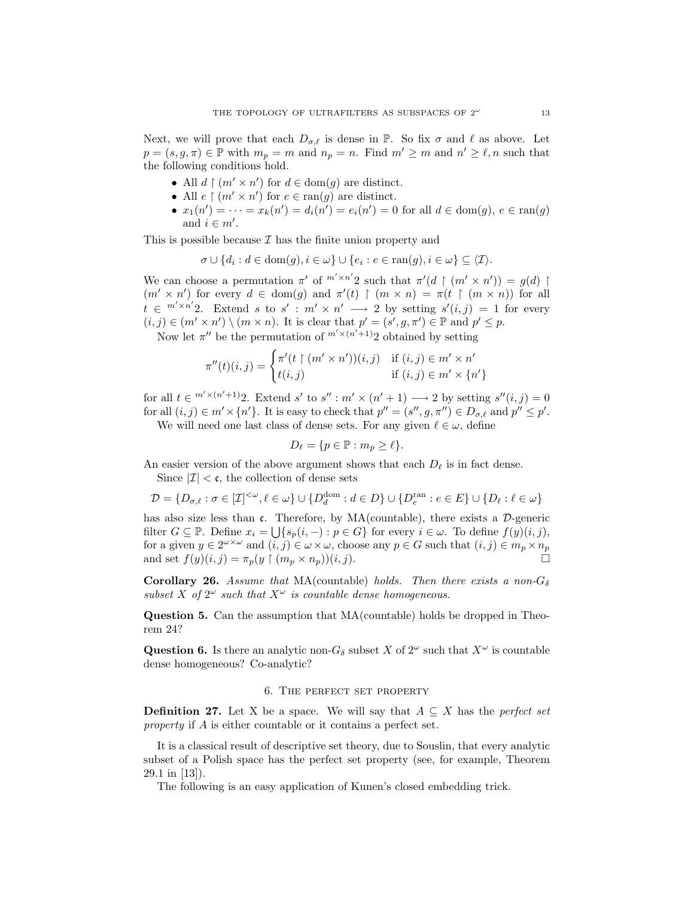Next, we will prove that each $D_{\sigma,\ell}$ is dense in $\mathbb{P}$. So fix $\sigma$ and $\ell$ as above. Let $p = (s, g, \pi) \in \mathbb{P}$ with $m_p = m$ and $n_p = n$. Find $m' \geq m$ and $n' \geq \ell, n$ such that the following conditions hold.

- All $d \upharpoonright (m' \times n')$ for $d \in \mathrm{dom}(g)$ are distinct.
- All $e \upharpoonright (m' \times n')$ for $e \in \mathrm{ran}(g)$ are distinct.
- $x_1(n') = \cdots = x_k(n') = d_i(n') = e_i(n') = 0$ for all $d \in \mathrm{dom}(g)$, $e \in \mathrm{ran}(g)$ and $i \in m'$.

This is possible because $\mathcal{I}$ has the finite union property and

$$\sigma \cup \{d_i : d \in \mathrm{dom}(g), i \in \omega\} \cup \{e_i : e \in \mathrm{ran}(g), i \in \omega\} \subseteq \langle \mathcal{I} \rangle.$$

We can choose a permutation $\pi'$ of ${}^{m' \times n'}2$ such that $\pi'(d \upharpoonright (m' \times n')) = g(d) \upharpoonright (m' \times n')$ for every $d \in \mathrm{dom}(g)$ and $\pi'(t) \upharpoonright (m \times n) = \pi(t \upharpoonright (m \times n))$ for all $t \in {}^{m' \times n'}2$. Extend $s$ to $s' : m' \times n' \longrightarrow 2$ by setting $s'(i,j) = 1$ for every $(i,j) \in (m' \times n') \setminus (m \times n)$. It is clear that $p' = (s', g, \pi') \in \mathbb{P}$ and $p' \leq p$.

Now let $\pi''$ be the permutation of ${}^{m' \times (n'+1)}2$ obtained by setting

$$\pi''(t)(i,j) = \begin{cases} \pi'(t \upharpoonright (m' \times n'))(i,j) & \text{if } (i,j) \in m' \times n' \\ t(i,j) & \text{if } (i,j) \in m' \times \{n'\} \end{cases}$$

for all $t \in {}^{m' \times (n'+1)}2$. Extend $s'$ to $s'' : m' \times (n'+1) \longrightarrow 2$ by setting $s''(i,j) = 0$ for all $(i,j) \in m' \times \{n'\}$. It is easy to check that $p'' = (s'', g, \pi'') \in D_{\sigma,\ell}$ and $p'' \leq p'$.

We will need one last class of dense sets. For any given $\ell \in \omega$, define

$$D_\ell = \{p \in \mathbb{P} : m_p \geq \ell\}.$$

An easier version of the above argument shows that each $D_\ell$ is in fact dense.

Since $|\mathcal{I}| < \mathfrak{c}$, the collection of dense sets

$$\mathcal{D} = \{D_{\sigma,\ell} : \sigma \in [\mathcal{I}]^{<\omega}, \ell \in \omega\} \cup \{D_d^{\mathrm{dom}} : d \in D\} \cup \{D_e^{\mathrm{ran}} : e \in E\} \cup \{D_\ell : \ell \in \omega\}$$

has also size less than $\mathfrak{c}$. Therefore, by MA(countable), there exists a $\mathcal{D}$-generic filter $G \subseteq \mathbb{P}$. Define $x_i = \bigcup\{s_p(i,-) : p \in G\}$ for every $i \in \omega$. To define $f(y)(i,j)$, for a given $y \in 2^{\omega \times \omega}$ and $(i,j) \in \omega \times \omega$, choose any $p \in G$ such that $(i,j) \in m_p \times n_p$ and set $f(y)(i,j) = \pi_p(y \upharpoonright (m_p \times n_p))(i,j)$. $\square$

**Corollary 26.** *Assume that* MA(countable) *holds. Then there exists a non-$G_\delta$ subset $X$ of $2^\omega$ such that $X^\omega$ is countable dense homogeneous.*

**Question 5.** Can the assumption that MA(countable) holds be dropped in Theorem 24?

**Question 6.** Is there an analytic non-$G_\delta$ subset $X$ of $2^\omega$ such that $X^\omega$ is countable dense homogeneous? Co-analytic?

## 6. The perfect set property

**Definition 27.** Let X be a space. We will say that $A \subseteq X$ has the *perfect set property* if $A$ is either countable or it contains a perfect set.

It is a classical result of descriptive set theory, due to Souslin, that every analytic subset of a Polish space has the perfect set property (see, for example, Theorem 29.1 in [13]).

The following is an easy application of Kunen's closed embedding trick.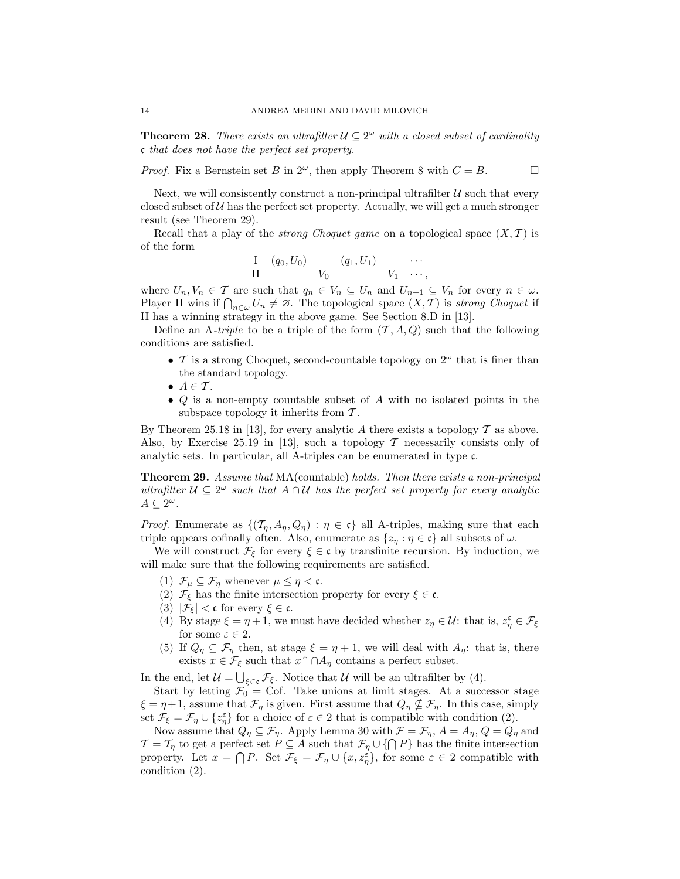**Theorem 28.** *There exists an ultrafilter $\mathcal{U} \subseteq 2^\omega$ with a closed subset of cardinality $\mathfrak{c}$ that does not have the perfect set property.*

*Proof.* Fix a Bernstein set $B$ in $2^\omega$, then apply Theorem 8 with $C = B$. $\square$

Next, we will consistently construct a non-principal ultrafilter $\mathcal{U}$ such that every closed subset of $\mathcal{U}$ has the perfect set property. Actually, we will get a much stronger result (see Theorem 29).

Recall that a play of the *strong Choquet game* on a topological space $(X, \mathcal{T})$ is of the form

$$\begin{array}{c|cccccc} \text{I} & (q_0, U_0) & & (q_1, U_1) & & \cdots & \\ \hline \text{II} & & V_0 & & V_1 & & \cdots, \end{array}$$

where $U_n, V_n \in \mathcal{T}$ are such that $q_n \in V_n \subseteq U_n$ and $U_{n+1} \subseteq V_n$ for every $n \in \omega$. Player II wins if $\bigcap_{n \in \omega} U_n \neq \varnothing$. The topological space $(X, \mathcal{T})$ is *strong Choquet* if II has a winning strategy in the above game. See Section 8.D in [13].

Define an A-*triple* to be a triple of the form $(\mathcal{T}, A, Q)$ such that the following conditions are satisfied.

- $\mathcal{T}$ is a strong Choquet, second-countable topology on $2^\omega$ that is finer than the standard topology.
- $A \in \mathcal{T}$.
- $Q$ is a non-empty countable subset of $A$ with no isolated points in the subspace topology it inherits from $\mathcal{T}$.

By Theorem 25.18 in [13], for every analytic $A$ there exists a topology $\mathcal{T}$ as above. Also, by Exercise 25.19 in [13], such a topology $\mathcal{T}$ necessarily consists only of analytic sets. In particular, all A-triples can be enumerated in type $\mathfrak{c}$.

**Theorem 29.** *Assume that* MA(countable) *holds. Then there exists a non-principal ultrafilter $\mathcal{U} \subseteq 2^\omega$ such that $A \cap \mathcal{U}$ has the perfect set property for every analytic $A \subseteq 2^\omega$.*

*Proof.* Enumerate as $\{(\mathcal{T}_\eta, A_\eta, Q_\eta) : \eta \in \mathfrak{c}\}$ all A-triples, making sure that each triple appears cofinally often. Also, enumerate as $\{z_\eta : \eta \in \mathfrak{c}\}$ all subsets of $\omega$.

We will construct $\mathcal{F}_\xi$ for every $\xi \in \mathfrak{c}$ by transfinite recursion. By induction, we will make sure that the following requirements are satisfied.

1. $\mathcal{F}_\mu \subseteq \mathcal{F}_\eta$ whenever $\mu \leq \eta < \mathfrak{c}$.
2. $\mathcal{F}_\xi$ has the finite intersection property for every $\xi \in \mathfrak{c}$.
3. $|\mathcal{F}_\xi| < \mathfrak{c}$ for every $\xi \in \mathfrak{c}$.
4. By stage $\xi = \eta + 1$, we must have decided whether $z_\eta \in \mathcal{U}$: that is, $z_\eta^\varepsilon \in \mathcal{F}_\xi$ for some $\varepsilon \in 2$.
5. If $Q_\eta \subseteq \mathcal{F}_\eta$ then, at stage $\xi = \eta + 1$, we will deal with $A_\eta$: that is, there exists $x \in \mathcal{F}_\xi$ such that $x\!\uparrow \cap A_\eta$ contains a perfect subset.

In the end, let $\mathcal{U} = \bigcup_{\xi \in \mathfrak{c}} \mathcal{F}_\xi$. Notice that $\mathcal{U}$ will be an ultrafilter by (4).

Start by letting $\mathcal{F}_0 = \mathrm{Cof}$. Take unions at limit stages. At a successor stage $\xi = \eta + 1$, assume that $\mathcal{F}_\eta$ is given. First assume that $Q_\eta \not\subseteq \mathcal{F}_\eta$. In this case, simply set $\mathcal{F}_\xi = \mathcal{F}_\eta \cup \{z_\eta^\varepsilon\}$ for a choice of $\varepsilon \in 2$ that is compatible with condition (2).

Now assume that $Q_\eta \subseteq \mathcal{F}_\eta$. Apply Lemma 30 with $\mathcal{F} = \mathcal{F}_\eta$, $A = A_\eta$, $Q = Q_\eta$ and $\mathcal{T} = \mathcal{T}_\eta$ to get a perfect set $P \subseteq A$ such that $\mathcal{F}_\eta \cup \{\bigcap P\}$ has the finite intersection property. Let $x = \bigcap P$. Set $\mathcal{F}_\xi = \mathcal{F}_\eta \cup \{x, z_\eta^\varepsilon\}$, for some $\varepsilon \in 2$ compatible with condition (2).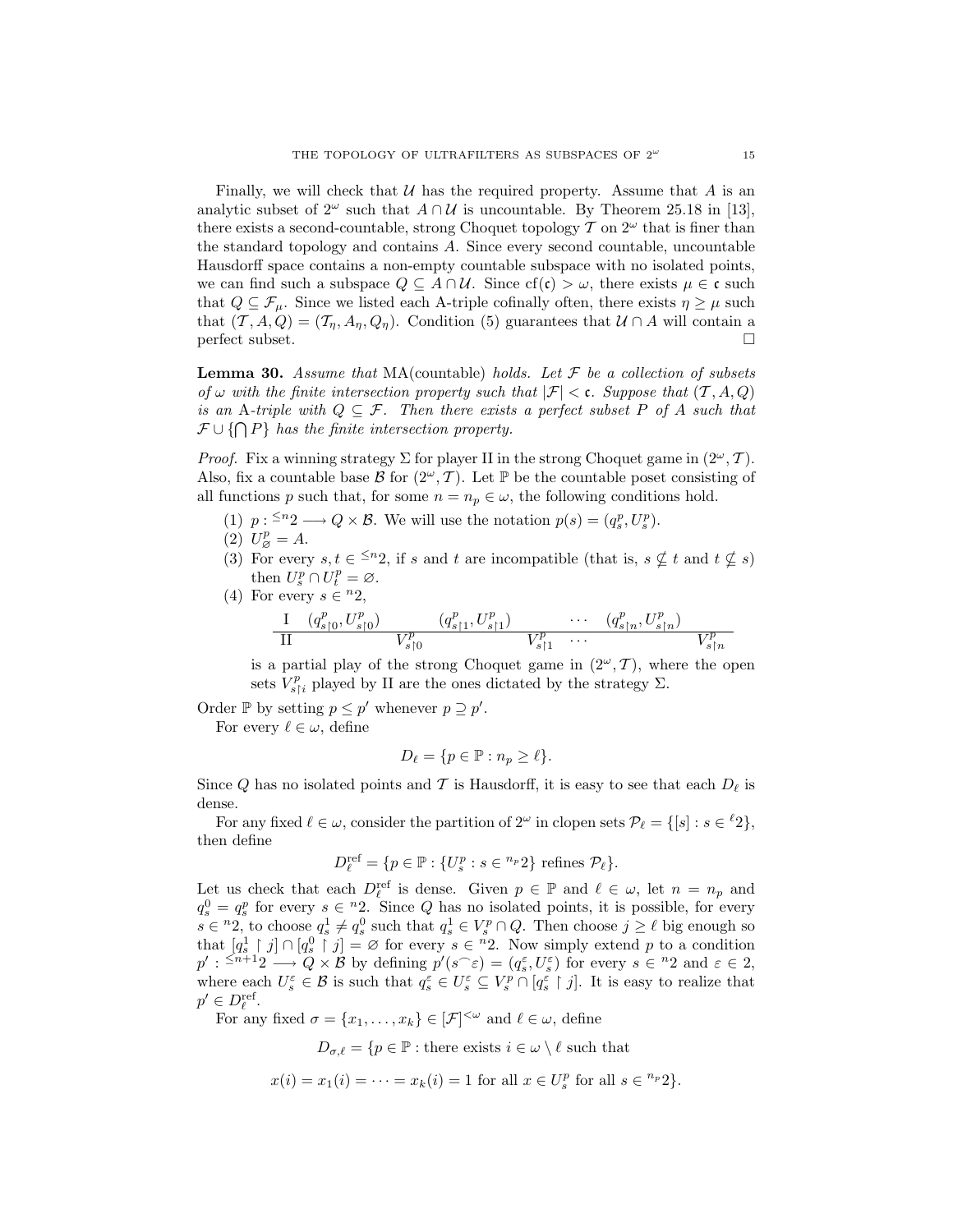Finally, we will check that $\mathcal{U}$ has the required property. Assume that $A$ is an analytic subset of $2^\omega$ such that $A \cap \mathcal{U}$ is uncountable. By Theorem 25.18 in [13], there exists a second-countable, strong Choquet topology $\mathcal{T}$ on $2^\omega$ that is finer than the standard topology and contains $A$. Since every second countable, uncountable Hausdorff space contains a non-empty countable subspace with no isolated points, we can find such a subspace $Q \subseteq A \cap \mathcal{U}$. Since $\mathrm{cf}(\mathfrak{c}) > \omega$, there exists $\mu \in \mathfrak{c}$ such that $Q \subseteq \mathcal{F}_\mu$. Since we listed each A-triple cofinally often, there exists $\eta \geq \mu$ such that $(\mathcal{T}, A, Q) = (\mathcal{T}_\eta, A_\eta, Q_\eta)$. Condition (5) guarantees that $\mathcal{U} \cap A$ will contain a perfect subset. $\square$

**Lemma 30.** *Assume that* MA(countable) *holds. Let $\mathcal{F}$ be a collection of subsets of $\omega$ with the finite intersection property such that $|\mathcal{F}| < \mathfrak{c}$. Suppose that $(\mathcal{T}, A, Q)$ is an* A*-triple with $Q \subseteq \mathcal{F}$. Then there exists a perfect subset $P$ of $A$ such that $\mathcal{F} \cup \{\bigcap P\}$ has the finite intersection property.*

*Proof.* Fix a winning strategy $\Sigma$ for player II in the strong Choquet game in $(2^\omega, \mathcal{T})$. Also, fix a countable base $\mathcal{B}$ for $(2^\omega, \mathcal{T})$. Let $\mathbb{P}$ be the countable poset consisting of all functions $p$ such that, for some $n = n_p \in \omega$, the following conditions hold.

1. $p : {}^{\leq n}2 \longrightarrow Q \times \mathcal{B}$. We will use the notation $p(s) = (q^p_s, U^p_s)$.
2. $U^p_\varnothing = A$.
3. For every $s, t \in {}^{\leq n}2$, if $s$ and $t$ are incompatible (that is, $s \not\subseteq t$ and $t \not\subseteq s$) then $U^p_s \cap U^p_t = \varnothing$.
4. For every $s \in {}^n2$,

$$\begin{array}{c|ccccccc} \mathrm{I} & (q^p_{s\restriction 0}, U^p_{s\restriction 0}) & & (q^p_{s\restriction 1}, U^p_{s\restriction 1}) & & \cdots & (q^p_{s\restriction n}, U^p_{s\restriction n}) & \\ \hline \mathrm{II} & & V^p_{s\restriction 0} & & V^p_{s\restriction 1} & \cdots & & V^p_{s\restriction n} \end{array}$$

   is a partial play of the strong Choquet game in $(2^\omega, \mathcal{T})$, where the open sets $V^p_{s\restriction i}$ played by II are the ones dictated by the strategy $\Sigma$.

Order $\mathbb{P}$ by setting $p \leq p'$ whenever $p \supseteq p'$.

For every $\ell \in \omega$, define

$$D_\ell = \{p \in \mathbb{P} : n_p \geq \ell\}.$$

Since $Q$ has no isolated points and $\mathcal{T}$ is Hausdorff, it is easy to see that each $D_\ell$ is dense.

For any fixed $\ell \in \omega$, consider the partition of $2^\omega$ in clopen sets $\mathcal{P}_\ell = \{[s] : s \in {}^\ell 2\}$, then define

$$D^{\mathrm{ref}}_\ell = \{p \in \mathbb{P} : \{U^p_s : s \in {}^{n_p}2\} \text{ refines } \mathcal{P}_\ell\}.$$

Let us check that each $D^{\mathrm{ref}}_\ell$ is dense. Given $p \in \mathbb{P}$ and $\ell \in \omega$, let $n = n_p$ and $q^0_s = q^p_s$ for every $s \in {}^n2$. Since $Q$ has no isolated points, it is possible, for every $s \in {}^n2$, to choose $q^1_s \neq q^0_s$ such that $q^1_s \in V^p_s \cap Q$. Then choose $j \geq \ell$ big enough so that $[q^1_s \restriction j] \cap [q^0_s \restriction j] = \varnothing$ for every $s \in {}^n2$. Now simply extend $p$ to a condition $p' : {}^{\leq n+1}2 \longrightarrow Q \times \mathcal{B}$ by defining $p'(s^\frown\varepsilon) = (q^\varepsilon_s, U^\varepsilon_s)$ for every $s \in {}^n2$ and $\varepsilon \in 2$, where each $U^\varepsilon_s \in \mathcal{B}$ is such that $q^\varepsilon_s \in U^\varepsilon_s \subseteq V^p_s \cap [q^\varepsilon_s \restriction j]$. It is easy to realize that $p' \in D^{\mathrm{ref}}_\ell$.

For any fixed $\sigma = \{x_1, \ldots, x_k\} \in [\mathcal{F}]^{<\omega}$ and $\ell \in \omega$, define

$$D_{\sigma,\ell} = \{p \in \mathbb{P} : \text{there exists } i \in \omega \setminus \ell \text{ such that}$$

$$x(i) = x_1(i) = \cdots = x_k(i) = 1 \text{ for all } x \in U^p_s \text{ for all } s \in {}^{n_p}2\}.$$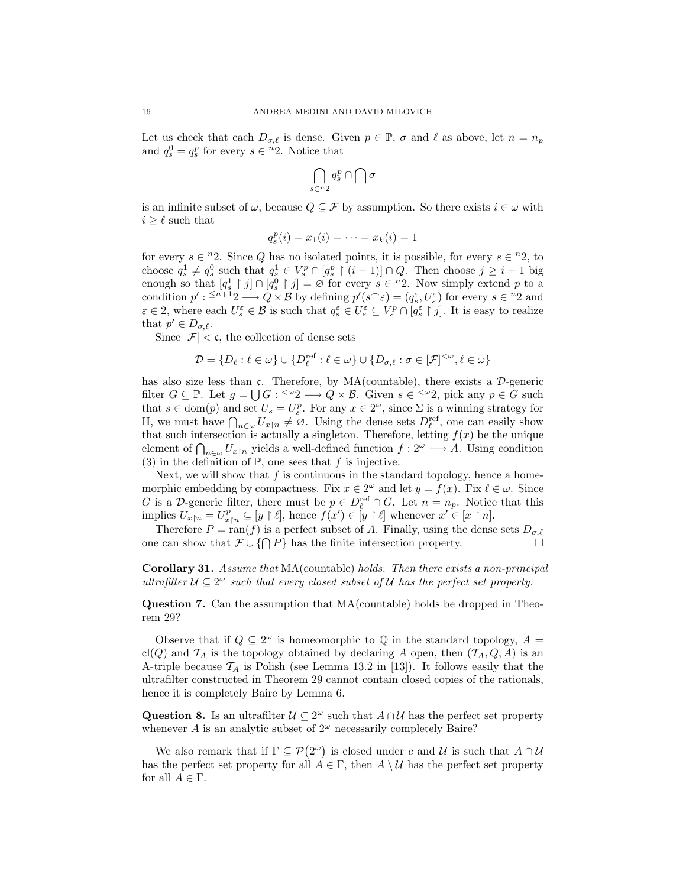Let us check that each $D_{\sigma,\ell}$ is dense. Given $p \in \mathbb{P}$, $\sigma$ and $\ell$ as above, let $n = n_p$ and $q^0_s = q^p_s$ for every $s \in {}^n 2$. Notice that

$$\bigcap_{s \in {}^n 2} q^p_s \cap \bigcap \sigma$$

is an infinite subset of $\omega$, because $Q \subseteq \mathcal{F}$ by assumption. So there exists $i \in \omega$ with $i \geq \ell$ such that

$$q^p_s(i) = x_1(i) = \cdots = x_k(i) = 1$$

for every $s \in {}^n 2$. Since $Q$ has no isolated points, it is possible, for every $s \in {}^n 2$, to choose $q^1_s \neq q^0_s$ such that $q^1_s \in V^p_s \cap [q^p_s \restriction (i+1)] \cap Q$. Then choose $j \geq i+1$ big enough so that $[q^1_s \restriction j] \cap [q^0_s \restriction j] = \varnothing$ for every $s \in {}^n 2$. Now simply extend $p$ to a condition $p' : {}^{\leq n+1} 2 \longrightarrow Q \times \mathcal{B}$ by defining $p'(s^\frown \varepsilon) = (q^\varepsilon_s, U^\varepsilon_s)$ for every $s \in {}^n 2$ and $\varepsilon \in 2$, where each $U^\varepsilon_s \in \mathcal{B}$ is such that $q^\varepsilon_s \in U^\varepsilon_s \subseteq V^p_s \cap [q^\varepsilon_s \restriction j]$. It is easy to realize that $p' \in D_{\sigma,\ell}$.

Since $|\mathcal{F}| < \mathfrak{c}$, the collection of dense sets

$$\mathcal{D} = \{D_\ell : \ell \in \omega\} \cup \{D^{\mathrm{ref}}_\ell : \ell \in \omega\} \cup \{D_{\sigma,\ell} : \sigma \in [\mathcal{F}]^{<\omega}, \ell \in \omega\}$$

has also size less than $\mathfrak{c}$. Therefore, by MA(countable), there exists a $\mathcal{D}$-generic filter $G \subseteq \mathbb{P}$. Let $g = \bigcup G : {}^{<\omega} 2 \longrightarrow Q \times \mathcal{B}$. Given $s \in {}^{<\omega} 2$, pick any $p \in G$ such that $s \in \mathrm{dom}(p)$ and set $U_s = U^p_s$. For any $x \in 2^\omega$, since $\Sigma$ is a winning strategy for II, we must have $\bigcap_{n \in \omega} U_{x \restriction n} \neq \varnothing$. Using the dense sets $D^{\mathrm{ref}}_\ell$, one can easily show that such intersection is actually a singleton. Therefore, letting $f(x)$ be the unique element of $\bigcap_{n \in \omega} U_{x \restriction n}$ yields a well-defined function $f : 2^\omega \longrightarrow A$. Using condition (3) in the definition of $\mathbb{P}$, one sees that $f$ is injective.

Next, we will show that $f$ is continuous in the standard topology, hence a homeomorphic embedding by compactness. Fix $x \in 2^\omega$ and let $y = f(x)$. Fix $\ell \in \omega$. Since $G$ is a $\mathcal{D}$-generic filter, there must be $p \in D^{\mathrm{ref}}_\ell \cap G$. Let $n = n_p$. Notice that this implies $U_{x \restriction n} = U^p_{x \restriction n} \subseteq [y \restriction \ell]$, hence $f(x') \in [y \restriction \ell]$ whenever $x' \in [x \restriction n]$.

Therefore $P = \mathrm{ran}(f)$ is a perfect subset of $A$. Finally, using the dense sets $D_{\sigma,\ell}$ one can show that $\mathcal{F} \cup \{\bigcap P\}$ has the finite intersection property. $\square$

**Corollary 31.** *Assume that* MA(countable) *holds. Then there exists a non-principal ultrafilter $\mathcal{U} \subseteq 2^\omega$ such that every closed subset of $\mathcal{U}$ has the perfect set property.*

**Question 7.** Can the assumption that MA(countable) holds be dropped in Theorem 29?

Observe that if $Q \subseteq 2^\omega$ is homeomorphic to $\mathbb{Q}$ in the standard topology, $A = \mathrm{cl}(Q)$ and $\mathcal{T}_A$ is the topology obtained by declaring $A$ open, then $(\mathcal{T}_A, Q, A)$ is an A-triple because $\mathcal{T}_A$ is Polish (see Lemma 13.2 in [13]). It follows easily that the ultrafilter constructed in Theorem 29 cannot contain closed copies of the rationals, hence it is completely Baire by Lemma 6.

**Question 8.** Is an ultrafilter $\mathcal{U} \subseteq 2^\omega$ such that $A \cap \mathcal{U}$ has the perfect set property whenever $A$ is an analytic subset of $2^\omega$ necessarily completely Baire?

We also remark that if $\Gamma \subseteq \mathcal{P}(2^\omega)$ is closed under $c$ and $\mathcal{U}$ is such that $A \cap \mathcal{U}$ has the perfect set property for all $A \in \Gamma$, then $A \setminus \mathcal{U}$ has the perfect set property for all $A \in \Gamma$.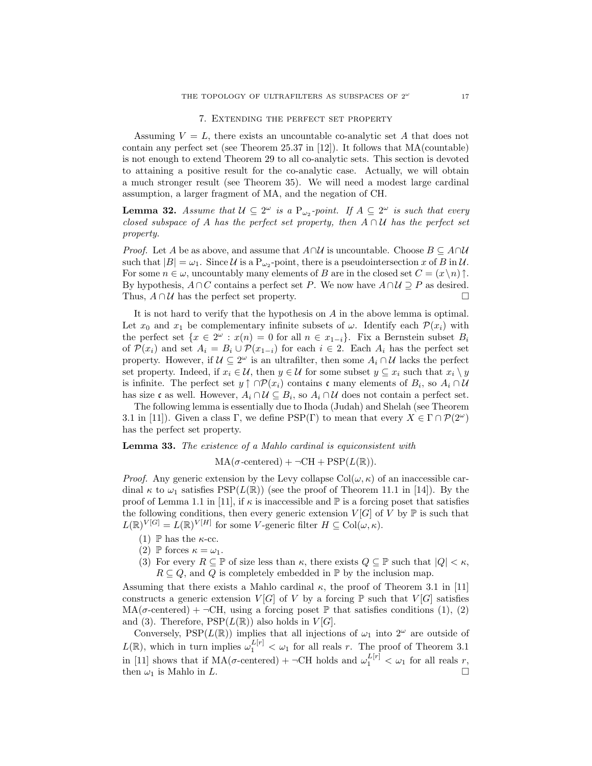## 7. Extending the perfect set property

Assuming $V = L$, there exists an uncountable co-analytic set $A$ that does not contain any perfect set (see Theorem 25.37 in [12]). It follows that MA(countable) is not enough to extend Theorem 29 to all co-analytic sets. This section is devoted to attaining a positive result for the co-analytic case. Actually, we will obtain a much stronger result (see Theorem 35). We will need a modest large cardinal assumption, a larger fragment of MA, and the negation of CH.

**Lemma 32.** *Assume that $\mathcal{U} \subseteq 2^\omega$ is a $\mathrm{P}_{\omega_2}$-point. If $A \subseteq 2^\omega$ is such that every closed subspace of $A$ has the perfect set property, then $A \cap \mathcal{U}$ has the perfect set property.*

*Proof.* Let $A$ be as above, and assume that $A \cap \mathcal{U}$ is uncountable. Choose $B \subseteq A \cap \mathcal{U}$ such that $|B| = \omega_1$. Since $\mathcal{U}$ is a $\mathrm{P}_{\omega_2}$-point, there is a pseudointersection $x$ of $B$ in $\mathcal{U}$. For some $n \in \omega$, uncountably many elements of $B$ are in the closed set $C = (x \setminus n)\uparrow$. By hypothesis, $A \cap C$ contains a perfect set $P$. We now have $A \cap \mathcal{U} \supseteq P$ as desired. Thus, $A \cap \mathcal{U}$ has the perfect set property. $\square$

It is not hard to verify that the hypothesis on $A$ in the above lemma is optimal. Let $x_0$ and $x_1$ be complementary infinite subsets of $\omega$. Identify each $\mathcal{P}(x_i)$ with the perfect set $\{x \in 2^\omega : x(n) = 0 \text{ for all } n \in x_{1-i}\}$. Fix a Bernstein subset $B_i$ of $\mathcal{P}(x_i)$ and set $A_i = B_i \cup \mathcal{P}(x_{1-i})$ for each $i \in 2$. Each $A_i$ has the perfect set property. However, if $\mathcal{U} \subseteq 2^\omega$ is an ultrafilter, then some $A_i \cap \mathcal{U}$ lacks the perfect set property. Indeed, if $x_i \in \mathcal{U}$, then $y \in \mathcal{U}$ for some subset $y \subseteq x_i$ such that $x_i \setminus y$ is infinite. The perfect set $y\uparrow \cap \mathcal{P}(x_i)$ contains $\mathfrak{c}$ many elements of $B_i$, so $A_i \cap \mathcal{U}$ has size $\mathfrak{c}$ as well. However, $A_i \cap \mathcal{U} \subseteq B_i$, so $A_i \cap \mathcal{U}$ does not contain a perfect set.

The following lemma is essentially due to Ihoda (Judah) and Shelah (see Theorem 3.1 in [11]). Given a class $\Gamma$, we define $\mathrm{PSP}(\Gamma)$ to mean that every $X \in \Gamma \cap \mathcal{P}(2^\omega)$ has the perfect set property.

**Lemma 33.** *The existence of a Mahlo cardinal is equiconsistent with*

$$\mathrm{MA}(\sigma\text{-centered}) + \neg\mathrm{CH} + \mathrm{PSP}(L(\mathbb{R})).$$

*Proof.* Any generic extension by the Levy collapse $\mathrm{Col}(\omega, \kappa)$ of an inaccessible cardinal $\kappa$ to $\omega_1$ satisfies $\mathrm{PSP}(L(\mathbb{R}))$ (see the proof of Theorem 11.1 in [14]). By the proof of Lemma 1.1 in [11], if $\kappa$ is inaccessible and $\mathbb{P}$ is a forcing poset that satisfies the following conditions, then every generic extension $V[G]$ of $V$ by $\mathbb{P}$ is such that $L(\mathbb{R})^{V[G]} = L(\mathbb{R})^{V[H]}$ for some $V$-generic filter $H \subseteq \mathrm{Col}(\omega, \kappa)$.

1. $\mathbb{P}$ has the $\kappa$-cc.
2. $\mathbb{P}$ forces $\kappa = \omega_1$.
3. For every $R \subseteq \mathbb{P}$ of size less than $\kappa$, there exists $Q \subseteq \mathbb{P}$ such that $|Q| < \kappa$, $R \subseteq Q$, and $Q$ is completely embedded in $\mathbb{P}$ by the inclusion map.

Assuming that there exists a Mahlo cardinal $\kappa$, the proof of Theorem 3.1 in [11] constructs a generic extension $V[G]$ of $V$ by a forcing $\mathbb{P}$ such that $V[G]$ satisfies $\mathrm{MA}(\sigma\text{-centered}) + \neg\mathrm{CH}$, using a forcing poset $\mathbb{P}$ that satisfies conditions (1), (2) and (3). Therefore, $\mathrm{PSP}(L(\mathbb{R}))$ also holds in $V[G]$.

Conversely, $\mathrm{PSP}(L(\mathbb{R}))$ implies that all injections of $\omega_1$ into $2^\omega$ are outside of $L(\mathbb{R})$, which in turn implies $\omega_1^{L[r]} < \omega_1$ for all reals $r$. The proof of Theorem 3.1 in [11] shows that if $\mathrm{MA}(\sigma\text{-centered}) + \neg\mathrm{CH}$ holds and $\omega_1^{L[r]} < \omega_1$ for all reals $r$, then $\omega_1$ is Mahlo in $L$. $\square$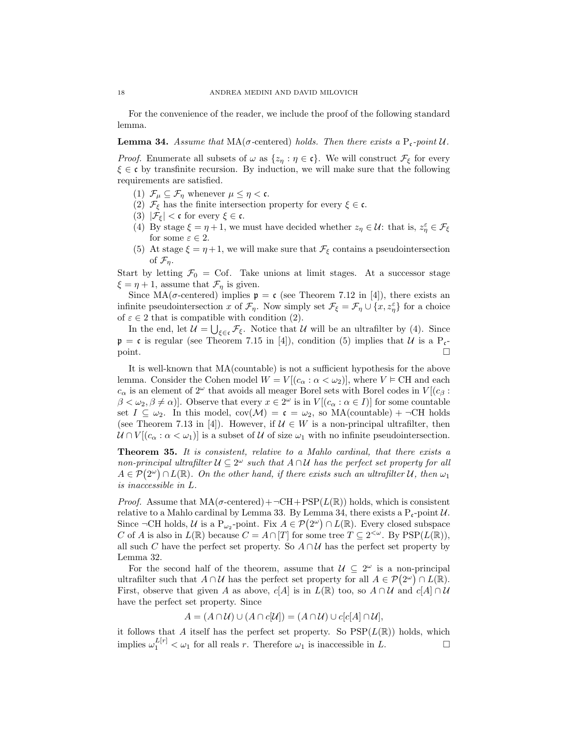For the convenience of the reader, we include the proof of the following standard lemma.

**Lemma 34.** *Assume that* $\mathrm{MA}(\sigma\text{-centered})$ *holds. Then there exists a* $\mathrm{P}_{\mathfrak{c}}$*-point* $\mathcal{U}$.

*Proof.* Enumerate all subsets of $\omega$ as $\{z_\eta : \eta \in \mathfrak{c}\}$. We will construct $\mathcal{F}_\xi$ for every $\xi \in \mathfrak{c}$ by transfinite recursion. By induction, we will make sure that the following requirements are satisfied.

1. $\mathcal{F}_\mu \subseteq \mathcal{F}_\eta$ whenever $\mu \leq \eta < \mathfrak{c}$.
2. $\mathcal{F}_\xi$ has the finite intersection property for every $\xi \in \mathfrak{c}$.
3. $|\mathcal{F}_\xi| < \mathfrak{c}$ for every $\xi \in \mathfrak{c}$.
4. By stage $\xi = \eta + 1$, we must have decided whether $z_\eta \in \mathcal{U}$: that is, $z_\eta^\varepsilon \in \mathcal{F}_\xi$ for some $\varepsilon \in 2$.
5. At stage $\xi = \eta + 1$, we will make sure that $\mathcal{F}_\xi$ contains a pseudointersection of $\mathcal{F}_\eta$.

Start by letting $\mathcal{F}_0 = \mathrm{Cof}$. Take unions at limit stages. At a successor stage $\xi = \eta + 1$, assume that $\mathcal{F}_\eta$ is given.

Since $\mathrm{MA}(\sigma\text{-centered})$ implies $\mathfrak{p} = \mathfrak{c}$ (see Theorem 7.12 in [4]), there exists an infinite pseudointersection $x$ of $\mathcal{F}_\eta$. Now simply set $\mathcal{F}_\xi = \mathcal{F}_\eta \cup \{x, z_\eta^\varepsilon\}$ for a choice of $\varepsilon \in 2$ that is compatible with condition (2).

In the end, let $\mathcal{U} = \bigcup_{\xi \in \mathfrak{c}} \mathcal{F}_\xi$. Notice that $\mathcal{U}$ will be an ultrafilter by (4). Since $\mathfrak{p} = \mathfrak{c}$ is regular (see Theorem 7.15 in [4]), condition (5) implies that $\mathcal{U}$ is a $\mathrm{P}_{\mathfrak{c}}$-point. $\square$

It is well-known that MA(countable) is not a sufficient hypothesis for the above lemma. Consider the Cohen model $W = V[(c_\alpha : \alpha < \omega_2)]$, where $V \vDash \mathrm{CH}$ and each $c_\alpha$ is an element of $2^\omega$ that avoids all meager Borel sets with Borel codes in $V[(c_\beta : \beta < \omega_2, \beta \neq \alpha)]$. Observe that every $x \in 2^\omega$ is in $V[(c_\alpha : \alpha \in I)]$ for some countable set $I \subseteq \omega_2$. In this model, $\mathrm{cov}(\mathcal{M}) = \mathfrak{c} = \omega_2$, so MA(countable) + $\neg$CH holds (see Theorem 7.13 in [4]). However, if $\mathcal{U} \in W$ is a non-principal ultrafilter, then $\mathcal{U} \cap V[(c_\alpha : \alpha < \omega_1)]$ is a subset of $\mathcal{U}$ of size $\omega_1$ with no infinite pseudointersection.

**Theorem 35.** *It is consistent, relative to a Mahlo cardinal, that there exists a non-principal ultrafilter* $\mathcal{U} \subseteq 2^\omega$ *such that* $A \cap \mathcal{U}$ *has the perfect set property for all* $A \in \mathcal{P}(2^\omega) \cap L(\mathbb{R})$. *On the other hand, if there exists such an ultrafilter* $\mathcal{U}$, *then* $\omega_1$ *is inaccessible in* $L$.

*Proof.* Assume that $\mathrm{MA}(\sigma\text{-centered}) + \neg\mathrm{CH} + \mathrm{PSP}(L(\mathbb{R}))$ holds, which is consistent relative to a Mahlo cardinal by Lemma 33. By Lemma 34, there exists a $\mathrm{P}_{\mathfrak{c}}$-point $\mathcal{U}$. Since $\neg$CH holds, $\mathcal{U}$ is a $\mathrm{P}_{\omega_2}$-point. Fix $A \in \mathcal{P}(2^\omega) \cap L(\mathbb{R})$. Every closed subspace $C$ of $A$ is also in $L(\mathbb{R})$ because $C = A \cap [T]$ for some tree $T \subseteq 2^{<\omega}$. By $\mathrm{PSP}(L(\mathbb{R}))$, all such $C$ have the perfect set property. So $A \cap \mathcal{U}$ has the perfect set property by Lemma 32.

For the second half of the theorem, assume that $\mathcal{U} \subseteq 2^\omega$ is a non-principal ultrafilter such that $A \cap \mathcal{U}$ has the perfect set property for all $A \in \mathcal{P}(2^\omega) \cap L(\mathbb{R})$. First, observe that given $A$ as above, $c[A]$ is in $L(\mathbb{R})$ too, so $A \cap \mathcal{U}$ and $c[A] \cap \mathcal{U}$ have the perfect set property. Since

$$A = (A \cap \mathcal{U}) \cup (A \cap c[\mathcal{U}]) = (A \cap \mathcal{U}) \cup c[c[A] \cap \mathcal{U}],$$

it follows that $A$ itself has the perfect set property. So $\mathrm{PSP}(L(\mathbb{R}))$ holds, which implies $\omega_1^{L[r]} < \omega_1$ for all reals $r$. Therefore $\omega_1$ is inaccessible in $L$. $\square$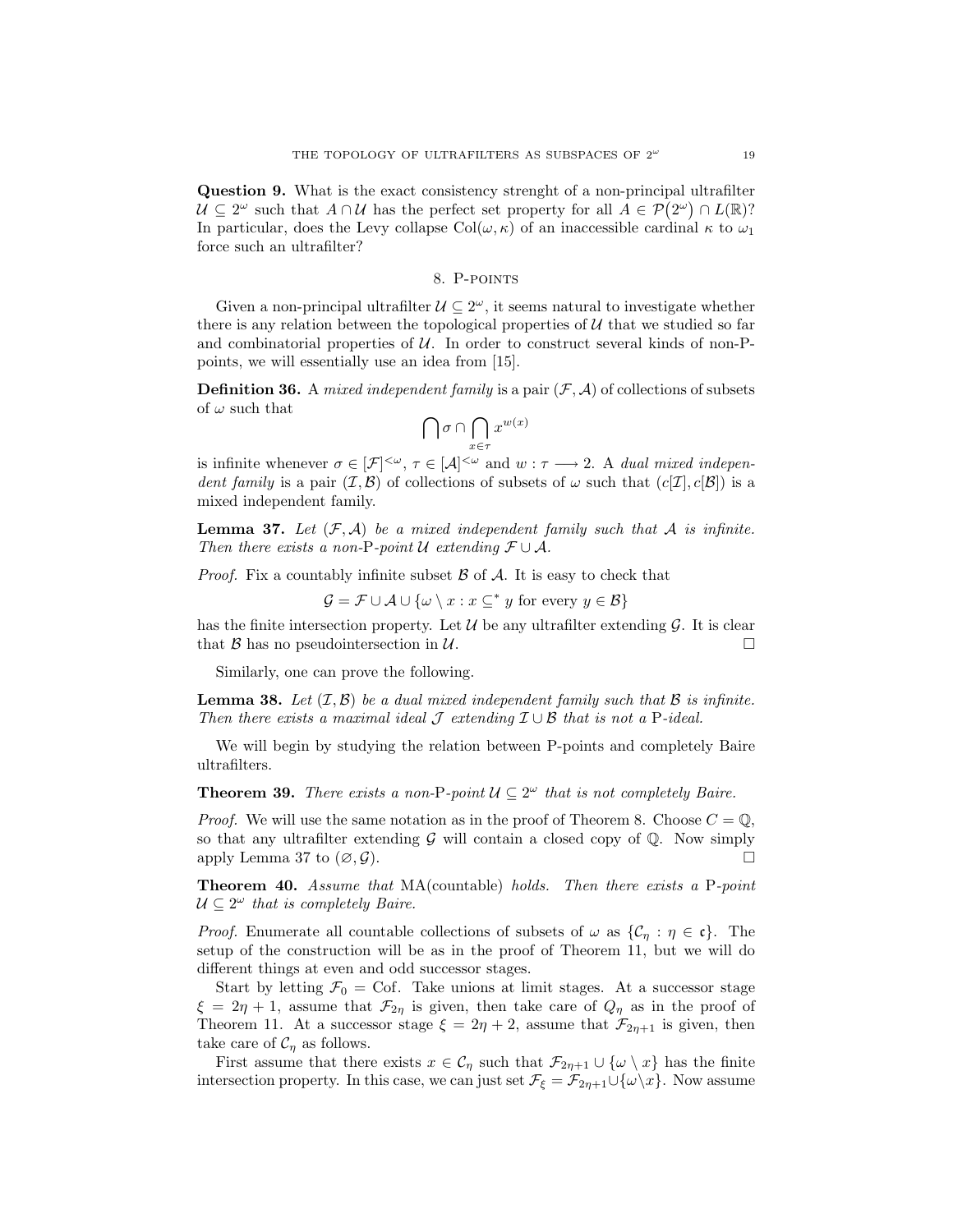**Question 9.** What is the exact consistency strenght of a non-principal ultrafilter $\mathcal{U} \subseteq 2^\omega$ such that $A \cap \mathcal{U}$ has the perfect set property for all $A \in \mathcal{P}(2^\omega) \cap L(\mathbb{R})$? In particular, does the Levy collapse $\mathrm{Col}(\omega, \kappa)$ of an inaccessible cardinal $\kappa$ to $\omega_1$ force such an ultrafilter?

## 8. P-points

Given a non-principal ultrafilter $\mathcal{U} \subseteq 2^\omega$, it seems natural to investigate whether there is any relation between the topological properties of $\mathcal{U}$ that we studied so far and combinatorial properties of $\mathcal{U}$. In order to construct several kinds of non-P-points, we will essentially use an idea from [15].

**Definition 36.** A *mixed independent family* is a pair $(\mathcal{F}, \mathcal{A})$ of collections of subsets of $\omega$ such that

$$\bigcap \sigma \cap \bigcap_{x \in \tau} x^{w(x)}$$

is infinite whenever $\sigma \in [\mathcal{F}]^{<\omega}$, $\tau \in [\mathcal{A}]^{<\omega}$ and $w : \tau \longrightarrow 2$. A *dual mixed independent family* is a pair $(\mathcal{I}, \mathcal{B})$ of collections of subsets of $\omega$ such that $(c[\mathcal{I}], c[\mathcal{B}])$ is a mixed independent family.

**Lemma 37.** *Let $(\mathcal{F}, \mathcal{A})$ be a mixed independent family such that $\mathcal{A}$ is infinite. Then there exists a non-*P*-point $\mathcal{U}$ extending $\mathcal{F} \cup \mathcal{A}$.*

*Proof.* Fix a countably infinite subset $\mathcal{B}$ of $\mathcal{A}$. It is easy to check that

$$\mathcal{G} = \mathcal{F} \cup \mathcal{A} \cup \{\omega \setminus x : x \subseteq^* y \text{ for every } y \in \mathcal{B}\}$$

has the finite intersection property. Let $\mathcal{U}$ be any ultrafilter extending $\mathcal{G}$. It is clear that $\mathcal{B}$ has no pseudointersection in $\mathcal{U}$. $\square$

Similarly, one can prove the following.

**Lemma 38.** *Let $(\mathcal{I}, \mathcal{B})$ be a dual mixed independent family such that $\mathcal{B}$ is infinite. Then there exists a maximal ideal $\mathcal{J}$ extending $\mathcal{I} \cup \mathcal{B}$ that is not a* P*-ideal.*

We will begin by studying the relation between P-points and completely Baire ultrafilters.

**Theorem 39.** *There exists a non-*P*-point $\mathcal{U} \subseteq 2^\omega$ that is not completely Baire.*

*Proof.* We will use the same notation as in the proof of Theorem 8. Choose $C = \mathbb{Q}$, so that any ultrafilter extending $\mathcal{G}$ will contain a closed copy of $\mathbb{Q}$. Now simply apply Lemma 37 to $(\varnothing, \mathcal{G})$. $\square$

**Theorem 40.** *Assume that* MA(countable) *holds. Then there exists a* P*-point $\mathcal{U} \subseteq 2^\omega$ that is completely Baire.*

*Proof.* Enumerate all countable collections of subsets of $\omega$ as $\{\mathcal{C}_\eta : \eta \in \mathfrak{c}\}$. The setup of the construction will be as in the proof of Theorem 11, but we will do different things at even and odd successor stages.

Start by letting $\mathcal{F}_0 = \mathrm{Cof}$. Take unions at limit stages. At a successor stage $\xi = 2\eta + 1$, assume that $\mathcal{F}_{2\eta}$ is given, then take care of $Q_\eta$ as in the proof of Theorem 11. At a successor stage $\xi = 2\eta + 2$, assume that $\mathcal{F}_{2\eta+1}$ is given, then take care of $\mathcal{C}_\eta$ as follows.

First assume that there exists $x \in \mathcal{C}_\eta$ such that $\mathcal{F}_{2\eta+1} \cup \{\omega \setminus x\}$ has the finite intersection property. In this case, we can just set $\mathcal{F}_\xi = \mathcal{F}_{2\eta+1} \cup \{\omega \setminus x\}$. Now assume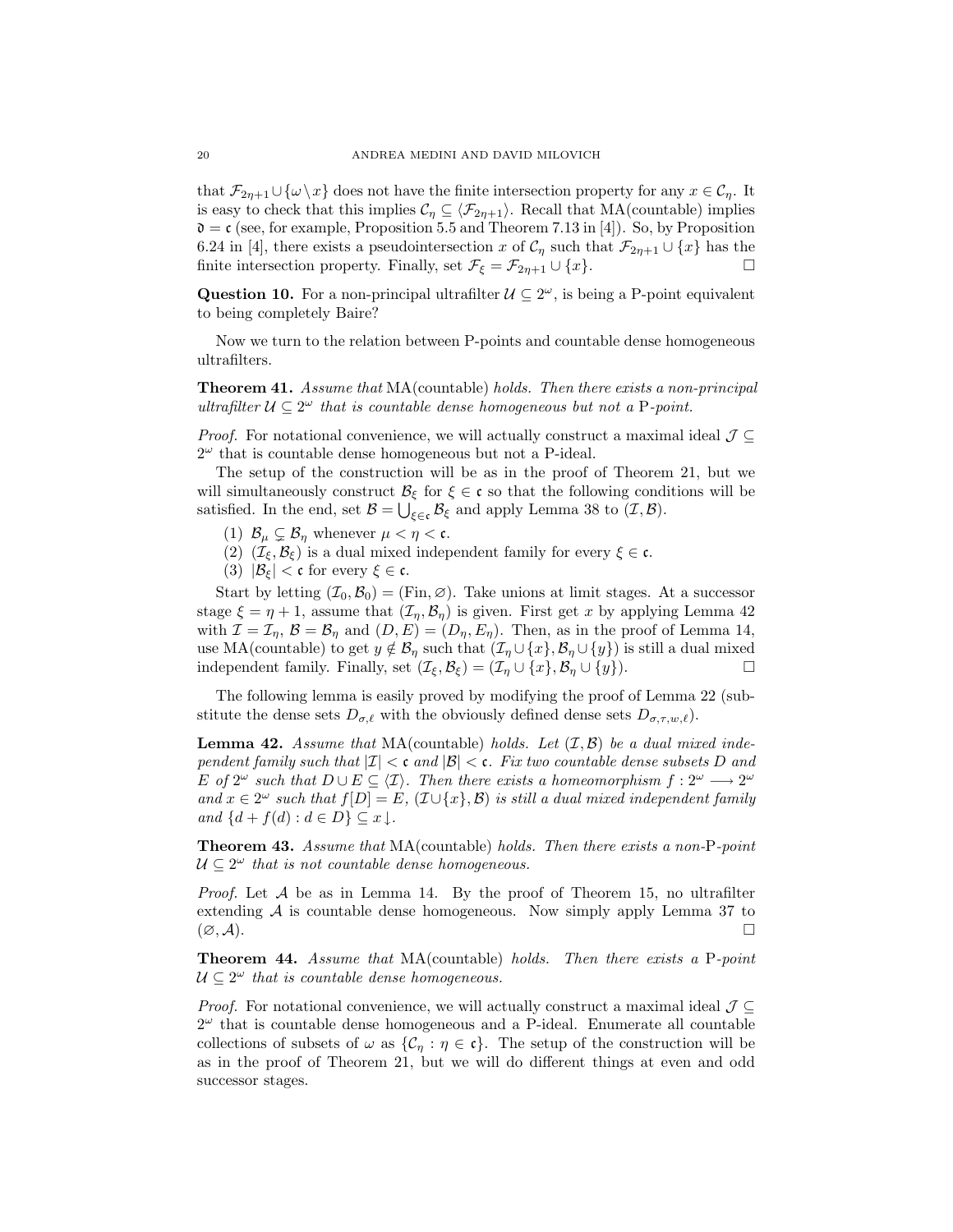that $\mathcal{F}_{2\eta+1} \cup \{\omega \setminus x\}$ does not have the finite intersection property for any $x \in \mathcal{C}_\eta$. It is easy to check that this implies $\mathcal{C}_\eta \subseteq \langle \mathcal{F}_{2\eta+1} \rangle$. Recall that MA(countable) implies $\mathfrak{d} = \mathfrak{c}$ (see, for example, Proposition 5.5 and Theorem 7.13 in [4]). So, by Proposition 6.24 in [4], there exists a pseudointersection $x$ of $\mathcal{C}_\eta$ such that $\mathcal{F}_{2\eta+1} \cup \{x\}$ has the finite intersection property. Finally, set $\mathcal{F}_\xi = \mathcal{F}_{2\eta+1} \cup \{x\}$. $\square$

**Question 10.** For a non-principal ultrafilter $\mathcal{U} \subseteq 2^\omega$, is being a P-point equivalent to being completely Baire?

Now we turn to the relation between P-points and countable dense homogeneous ultrafilters.

**Theorem 41.** *Assume that* MA(countable) *holds. Then there exists a non-principal ultrafilter* $\mathcal{U} \subseteq 2^\omega$ *that is countable dense homogeneous but not a* P*-point.*

*Proof.* For notational convenience, we will actually construct a maximal ideal $\mathcal{J} \subseteq 2^\omega$ that is countable dense homogeneous but not a P-ideal.

The setup of the construction will be as in the proof of Theorem 21, but we will simultaneously construct $\mathcal{B}_\xi$ for $\xi \in \mathfrak{c}$ so that the following conditions will be satisfied. In the end, set $\mathcal{B} = \bigcup_{\xi \in \mathfrak{c}} \mathcal{B}_\xi$ and apply Lemma 38 to $(\mathcal{I}, \mathcal{B})$.

(1) $\mathcal{B}_\mu \subsetneq \mathcal{B}_\eta$ whenever $\mu < \eta < \mathfrak{c}$.
(2) $(\mathcal{I}_\xi, \mathcal{B}_\xi)$ is a dual mixed independent family for every $\xi \in \mathfrak{c}$.
(3) $|\mathcal{B}_\xi| < \mathfrak{c}$ for every $\xi \in \mathfrak{c}$.

Start by letting $(\mathcal{I}_0, \mathcal{B}_0) = (\mathrm{Fin}, \varnothing)$. Take unions at limit stages. At a successor stage $\xi = \eta + 1$, assume that $(\mathcal{I}_\eta, \mathcal{B}_\eta)$ is given. First get $x$ by applying Lemma 42 with $\mathcal{I} = \mathcal{I}_\eta$, $\mathcal{B} = \mathcal{B}_\eta$ and $(D, E) = (D_\eta, E_\eta)$. Then, as in the proof of Lemma 14, use MA(countable) to get $y \notin \mathcal{B}_\eta$ such that $(\mathcal{I}_\eta \cup \{x\}, \mathcal{B}_\eta \cup \{y\})$ is still a dual mixed independent family. Finally, set $(\mathcal{I}_\xi, \mathcal{B}_\xi) = (\mathcal{I}_\eta \cup \{x\}, \mathcal{B}_\eta \cup \{y\})$. $\square$

The following lemma is easily proved by modifying the proof of Lemma 22 (substitute the dense sets $D_{\sigma,\ell}$ with the obviously defined dense sets $D_{\sigma,\tau,w,\ell}$).

**Lemma 42.** *Assume that* MA(countable) *holds. Let* $(\mathcal{I}, \mathcal{B})$ *be a dual mixed independent family such that* $|\mathcal{I}| < \mathfrak{c}$ *and* $|\mathcal{B}| < \mathfrak{c}$*. Fix two countable dense subsets* $D$ *and* $E$ *of* $2^\omega$ *such that* $D \cup E \subseteq \langle \mathcal{I} \rangle$*. Then there exists a homeomorphism* $f : 2^\omega \longrightarrow 2^\omega$ *and* $x \in 2^\omega$ *such that* $f[D] = E$*,* $(\mathcal{I} \cup \{x\}, \mathcal{B})$ *is still a dual mixed independent family and* $\{d + f(d) : d \in D\} \subseteq x\!\downarrow$*.*

**Theorem 43.** *Assume that* MA(countable) *holds. Then there exists a non-*P*-point* $\mathcal{U} \subseteq 2^\omega$ *that is not countable dense homogeneous.*

*Proof.* Let $\mathcal{A}$ be as in Lemma 14. By the proof of Theorem 15, no ultrafilter extending $\mathcal{A}$ is countable dense homogeneous. Now simply apply Lemma 37 to $(\varnothing, \mathcal{A})$. $\square$

**Theorem 44.** *Assume that* MA(countable) *holds. Then there exists a* P*-point* $\mathcal{U} \subseteq 2^\omega$ *that is countable dense homogeneous.*

*Proof.* For notational convenience, we will actually construct a maximal ideal $\mathcal{J} \subseteq 2^\omega$ that is countable dense homogeneous and a P-ideal. Enumerate all countable collections of subsets of $\omega$ as $\{\mathcal{C}_\eta : \eta \in \mathfrak{c}\}$. The setup of the construction will be as in the proof of Theorem 21, but we will do different things at even and odd successor stages.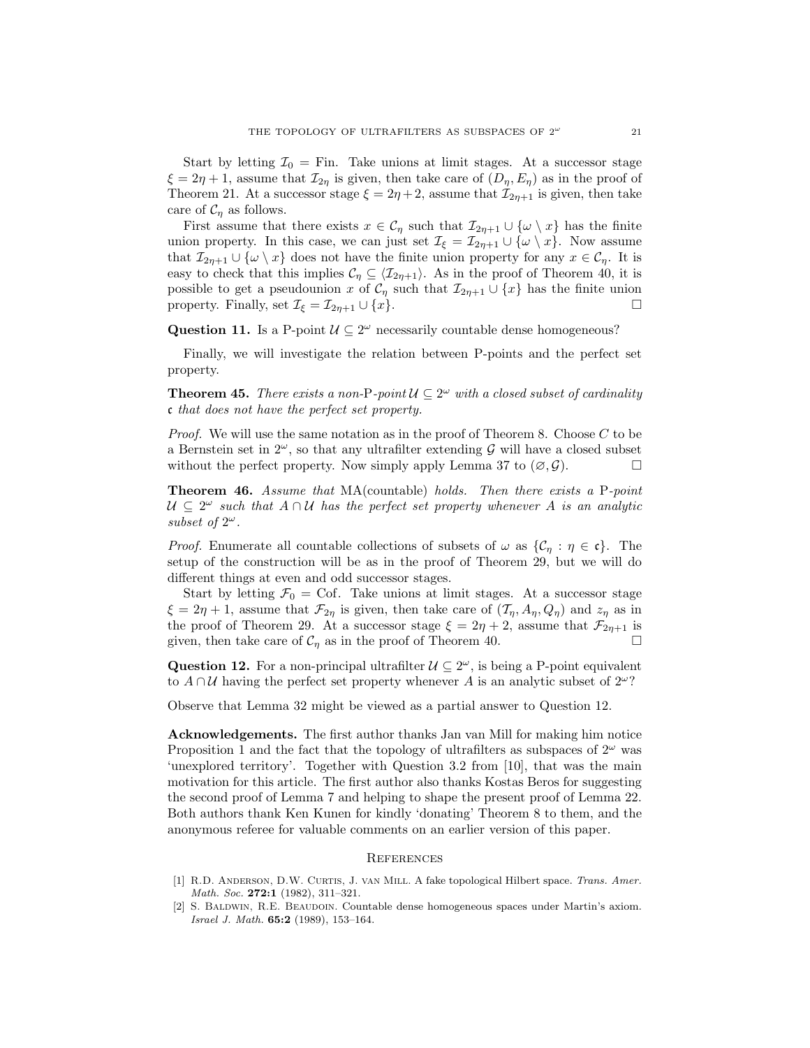Start by letting $\mathcal{I}_0 = \mathrm{Fin}$. Take unions at limit stages. At a successor stage $\xi = 2\eta + 1$, assume that $\mathcal{I}_{2\eta}$ is given, then take care of $(D_\eta, E_\eta)$ as in the proof of Theorem 21. At a successor stage $\xi = 2\eta + 2$, assume that $\mathcal{I}_{2\eta+1}$ is given, then take care of $\mathcal{C}_\eta$ as follows.

First assume that there exists $x \in \mathcal{C}_\eta$ such that $\mathcal{I}_{2\eta+1} \cup \{\omega \setminus x\}$ has the finite union property. In this case, we can just set $\mathcal{I}_\xi = \mathcal{I}_{2\eta+1} \cup \{\omega \setminus x\}$. Now assume that $\mathcal{I}_{2\eta+1} \cup \{\omega \setminus x\}$ does not have the finite union property for any $x \in \mathcal{C}_\eta$. It is easy to check that this implies $\mathcal{C}_\eta \subseteq \langle \mathcal{I}_{2\eta+1} \rangle$. As in the proof of Theorem 40, it is possible to get a pseudounion $x$ of $\mathcal{C}_\eta$ such that $\mathcal{I}_{2\eta+1} \cup \{x\}$ has the finite union property. Finally, set $\mathcal{I}_\xi = \mathcal{I}_{2\eta+1} \cup \{x\}$. □

**Question 11.** Is a P-point $\mathcal{U} \subseteq 2^\omega$ necessarily countable dense homogeneous?

Finally, we will investigate the relation between P-points and the perfect set property.

**Theorem 45.** *There exists a non-*P*-point* $\mathcal{U} \subseteq 2^\omega$ *with a closed subset of cardinality* $\mathfrak{c}$ *that does not have the perfect set property.*

*Proof.* We will use the same notation as in the proof of Theorem 8. Choose $C$ to be a Bernstein set in $2^\omega$, so that any ultrafilter extending $\mathcal{G}$ will have a closed subset without the perfect property. Now simply apply Lemma 37 to $(\varnothing, \mathcal{G})$. □

**Theorem 46.** *Assume that* MA(countable) *holds. Then there exists a* P*-point* $\mathcal{U} \subseteq 2^\omega$ *such that* $A \cap \mathcal{U}$ *has the perfect set property whenever* $A$ *is an analytic subset of* $2^\omega$.

*Proof.* Enumerate all countable collections of subsets of $\omega$ as $\{\mathcal{C}_\eta : \eta \in \mathfrak{c}\}$. The setup of the construction will be as in the proof of Theorem 29, but we will do different things at even and odd successor stages.

Start by letting $\mathcal{F}_0 = \mathrm{Cof}$. Take unions at limit stages. At a successor stage $\xi = 2\eta + 1$, assume that $\mathcal{F}_{2\eta}$ is given, then take care of $(\mathcal{T}_\eta, A_\eta, Q_\eta)$ and $z_\eta$ as in the proof of Theorem 29. At a successor stage $\xi = 2\eta + 2$, assume that $\mathcal{F}_{2\eta+1}$ is given, then take care of $\mathcal{C}_\eta$ as in the proof of Theorem 40. □

**Question 12.** For a non-principal ultrafilter $\mathcal{U} \subseteq 2^\omega$, is being a P-point equivalent to $A \cap \mathcal{U}$ having the perfect set property whenever $A$ is an analytic subset of $2^\omega$?

Observe that Lemma 32 might be viewed as a partial answer to Question 12.

**Acknowledgements.** The first author thanks Jan van Mill for making him notice Proposition 1 and the fact that the topology of ultrafilters as subspaces of $2^\omega$ was 'unexplored territory'. Together with Question 3.2 from [10], that was the main motivation for this article. The first author also thanks Kostas Beros for suggesting the second proof of Lemma 7 and helping to shape the present proof of Lemma 22. Both authors thank Ken Kunen for kindly 'donating' Theorem 8 to them, and the anonymous referee for valuable comments on an earlier version of this paper.

## References

[1] R.D. Anderson, D.W. Curtis, J. van Mill. A fake topological Hilbert space. *Trans. Amer. Math. Soc.* **272:1** (1982), 311–321.

[2] S. Baldwin, R.E. Beaudoin. Countable dense homogeneous spaces under Martin's axiom. *Israel J. Math.* **65:2** (1989), 153–164.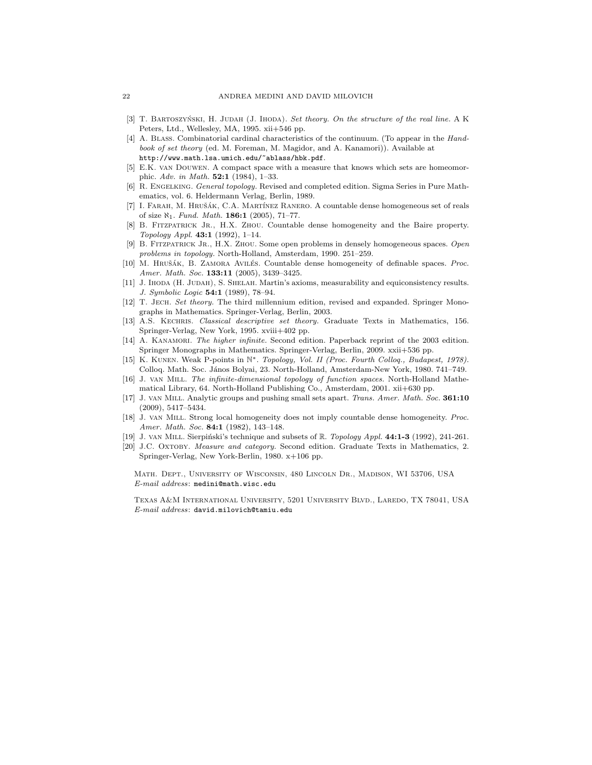[3] T. Bartoszyński, H. Judah (J. Ihoda). *Set theory. On the structure of the real line.* A K Peters, Ltd., Wellesley, MA, 1995. xii+546 pp.

[4] A. Blass. Combinatorial cardinal characteristics of the continuum. (To appear in the *Handbook of set theory* (ed. M. Foreman, M. Magidor, and A. Kanamori)). Available at `http://www.math.lsa.umich.edu/~ablass/hbk.pdf`.

[5] E.K. van Douwen. A compact space with a measure that knows which sets are homeomorphic. *Adv. in Math.* **52:1** (1984), 1–33.

[6] R. Engelking. *General topology.* Revised and completed edition. Sigma Series in Pure Mathematics, vol. 6. Heldermann Verlag, Berlin, 1989.

[7] I. Farah, M. Hrušák, C.A. Martínez Ranero. A countable dense homogeneous set of reals of size $\aleph_1$. *Fund. Math.* **186:1** (2005), 71–77.

[8] B. Fitzpatrick Jr., H.X. Zhou. Countable dense homogeneity and the Baire property. *Topology Appl.* **43:1** (1992), 1–14.

[9] B. Fitzpatrick Jr., H.X. Zhou. Some open problems in densely homogeneous spaces. *Open problems in topology.* North-Holland, Amsterdam, 1990. 251–259.

[10] M. Hrušák, B. Zamora Avilés. Countable dense homogeneity of definable spaces. *Proc. Amer. Math. Soc.* **133:11** (2005), 3439–3425.

[11] J. Ihoda (H. Judah), S. Shelah. Martin's axioms, measurability and equiconsistency results. *J. Symbolic Logic* **54:1** (1989), 78–94.

[12] T. Jech. *Set theory.* The third millennium edition, revised and expanded. Springer Monographs in Mathematics. Springer-Verlag, Berlin, 2003.

[13] A.S. Kechris. *Classical descriptive set theory.* Graduate Texts in Mathematics, 156. Springer-Verlag, New York, 1995. xviii+402 pp.

[14] A. Kanamori. *The higher infinite.* Second edition. Paperback reprint of the 2003 edition. Springer Monographs in Mathematics. Springer-Verlag, Berlin, 2009. xxii+536 pp.

[15] K. Kunen. Weak P-points in $\mathbb{N}^*$. *Topology, Vol. II (Proc. Fourth Colloq., Budapest, 1978).* Colloq. Math. Soc. János Bolyai, 23. North-Holland, Amsterdam-New York, 1980. 741–749.

[16] J. van Mill. *The infinite-dimensional topology of function spaces.* North-Holland Mathematical Library, 64. North-Holland Publishing Co., Amsterdam, 2001. xii+630 pp.

[17] J. van Mill. Analytic groups and pushing small sets apart. *Trans. Amer. Math. Soc.* **361:10** (2009), 5417–5434.

[18] J. van Mill. Strong local homogeneity does not imply countable dense homogeneity. *Proc. Amer. Math. Soc.* **84:1** (1982), 143–148.

[19] J. van Mill. Sierpiński's technique and subsets of $\mathbb{R}$. *Topology Appl.* **44:1-3** (1992), 241-261.

[20] J.C. Oxtoby. *Measure and category.* Second edition. Graduate Texts in Mathematics, 2. Springer-Verlag, New York-Berlin, 1980. x+106 pp.

Math. Dept., University of Wisconsin, 480 Lincoln Dr., Madison, WI 53706, USA
*E-mail address*: `medini@math.wisc.edu`

Texas A&M International University, 5201 University Blvd., Laredo, TX 78041, USA
*E-mail address*: `david.milovich@tamiu.edu`